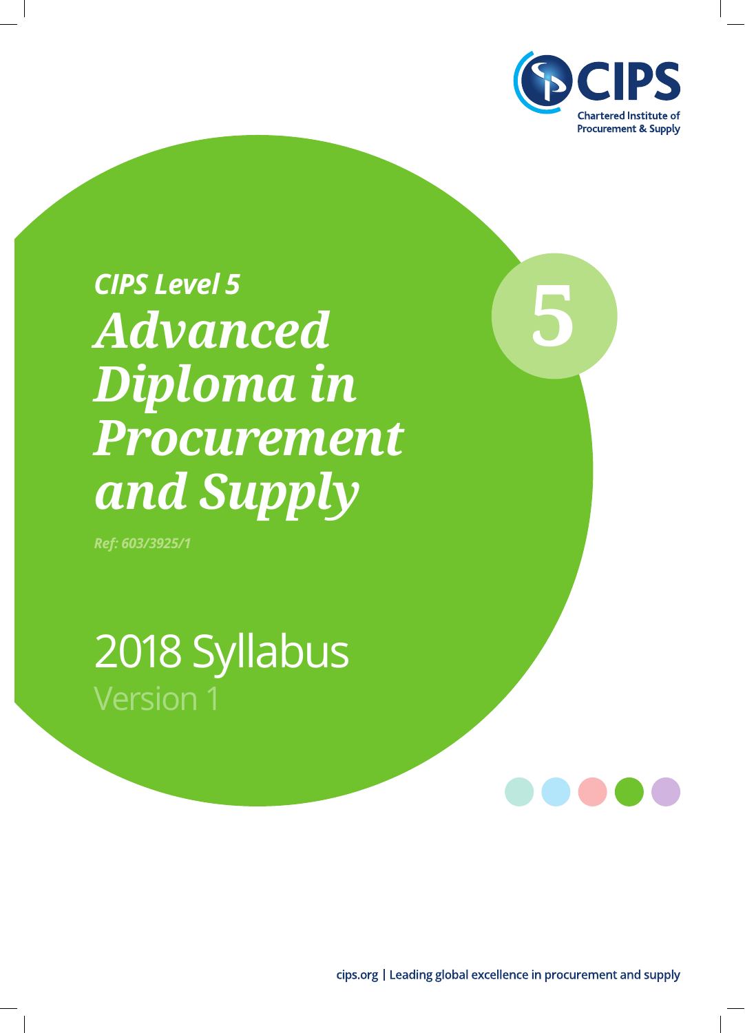CIPS

Chartered Institute of Procurement & Supply

*CIPS Level 5*

# *Advanced Diploma in Procurement and Supply*

5

*Ref: 603/3925/1*

2018 Syllabus

Version 1

cips.org | Leading global excellence in procurement and supply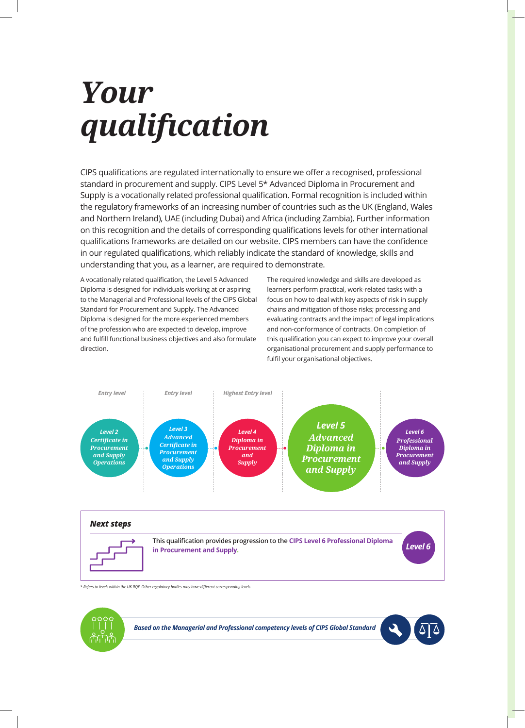# Your qualification

CIPS qualifications are regulated internationally to ensure we offer a recognised, professional standard in procurement and supply. CIPS Level 5* Advanced Diploma in Procurement and Supply is a vocationally related professional qualification. Formal recognition is included within the regulatory frameworks of an increasing number of countries such as the UK (England, Wales and Northern Ireland), UAE (including Dubai) and Africa (including Zambia). Further information on this recognition and the details of corresponding qualifications levels for other international qualifications frameworks are detailed on our website. CIPS members can have the confidence in our regulated qualifications, which reliably indicate the standard of knowledge, skills and understanding that you, as a learner, are required to demonstrate.

A vocationally related qualification, the Level 5 Advanced Diploma is designed for individuals working at or aspiring to the Managerial and Professional levels of the CIPS Global Standard for Procurement and Supply. The Advanced Diploma is designed for the more experienced members of the profession who are expected to develop, improve and fulfill functional business objectives and also formulate direction.

The required knowledge and skills are developed as learners perform practical, work-related tasks with a focus on how to deal with key aspects of risk in supply chains and mitigation of those risks; processing and evaluating contracts and the impact of legal implications and non-conformance of contracts. On completion of this qualification you can expect to improve your overall organisational procurement and supply performance to fulfil your organisational objectives.

| Entry level | Entry level | Highest Entry level | | |
|---|---|---|---|---|
| *Level 2 Certificate in Procurement and Supply Operations* | *Level 3 Advanced Certificate in Procurement and Supply Operations* | *Level 4 Diploma in Procurement and Supply* | *Level 5 Advanced Diploma in Procurement and Supply* | *Level 6 Professional Diploma in Procurement and Supply* |

***Next steps***

This qualification provides progression to the **CIPS Level 6 Professional Diploma in Procurement and Supply.**

*Level 6*

*\* Refers to levels within the UK RQF. Other regulatory bodies may have different corresponding levels*

***Based on the Managerial and Professional competency levels of CIPS Global Standard***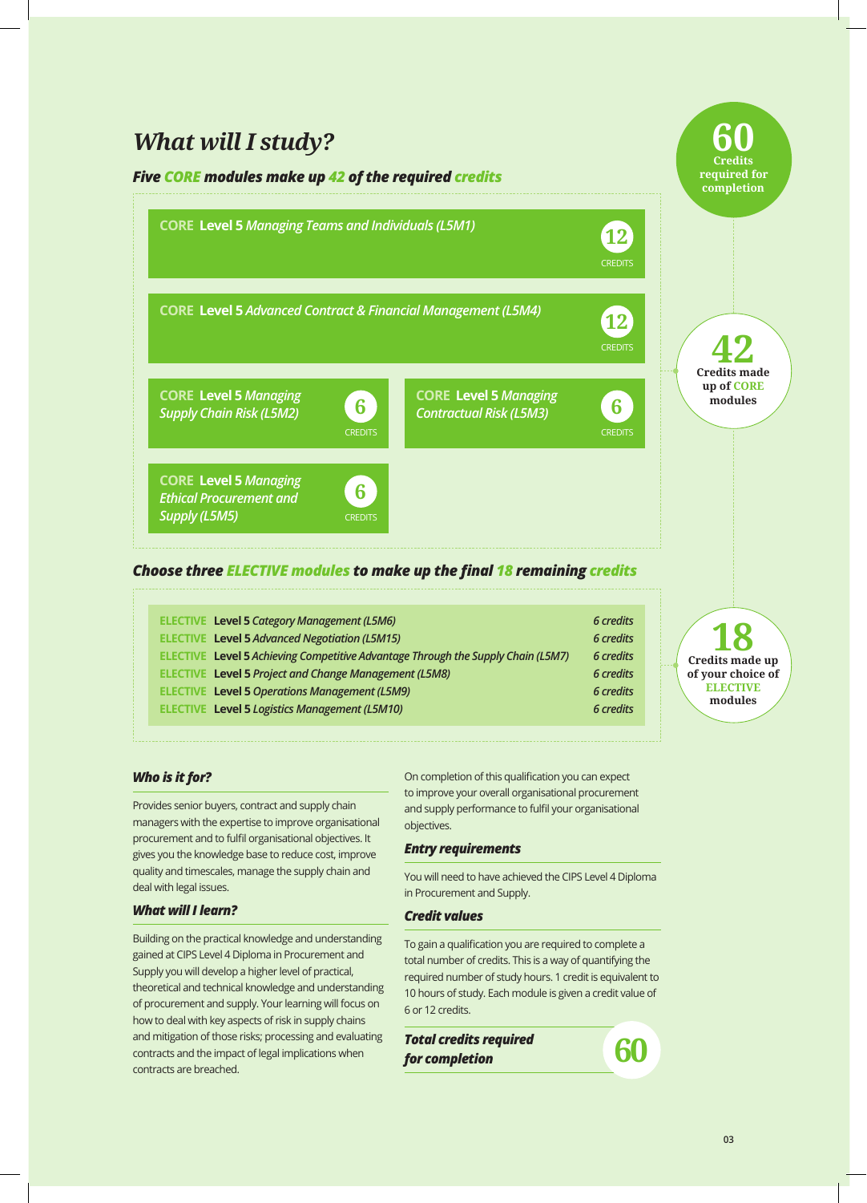## *What will I study?*

### ***Five CORE modules make up 42 of the required credits***

**60** Credits required for completion

| Module | Credits |
|---|---|
| **CORE Level 5** *Managing Teams and Individuals (L5M1)* | 12 CREDITS |
| **CORE Level 5** *Advanced Contract & Financial Management (L5M4)* | 12 CREDITS |
| **CORE Level 5** *Managing Supply Chain Risk (L5M2)* | 6 CREDITS |
| **CORE Level 5** *Managing Contractual Risk (L5M3)* | 6 CREDITS |
| **CORE Level 5** *Managing Ethical Procurement and Supply (L5M5)* | 6 CREDITS |

**42** Credits made up of CORE modules

### ***Choose three ELECTIVE modules to make up the final 18 remaining credits***

| Module | Credits |
|---|---|
| **ELECTIVE Level 5** *Category Management (L5M6)* | *6 credits* |
| **ELECTIVE Level 5** *Advanced Negotiation (L5M15)* | *6 credits* |
| **ELECTIVE Level 5** *Achieving Competitive Advantage Through the Supply Chain (L5M7)* | *6 credits* |
| **ELECTIVE Level 5** *Project and Change Management (L5M8)* | *6 credits* |
| **ELECTIVE Level 5** *Operations Management (L5M9)* | *6 credits* |
| **ELECTIVE Level 5** *Logistics Management (L5M10)* | *6 credits* |

**18** Credits made up of your choice of ELECTIVE modules

### ***Who is it for?***

Provides senior buyers, contract and supply chain managers with the expertise to improve organisational procurement and to fulfil organisational objectives. It gives you the knowledge base to reduce cost, improve quality and timescales, manage the supply chain and deal with legal issues.

### ***What will I learn?***

Building on the practical knowledge and understanding gained at CIPS Level 4 Diploma in Procurement and Supply you will develop a higher level of practical, theoretical and technical knowledge and understanding of procurement and supply. Your learning will focus on how to deal with key aspects of risk in supply chains and mitigation of those risks; processing and evaluating contracts and the impact of legal implications when contracts are breached.

On completion of this qualification you can expect to improve your overall organisational procurement and supply performance to fulfil your organisational objectives.

### ***Entry requirements***

You will need to have achieved the CIPS Level 4 Diploma in Procurement and Supply.

### ***Credit values***

To gain a qualification you are required to complete a total number of credits. This is a way of quantifying the required number of study hours. 1 credit is equivalent to 10 hours of study. Each module is given a credit value of 6 or 12 credits.

***Total credits required for completion*** **60**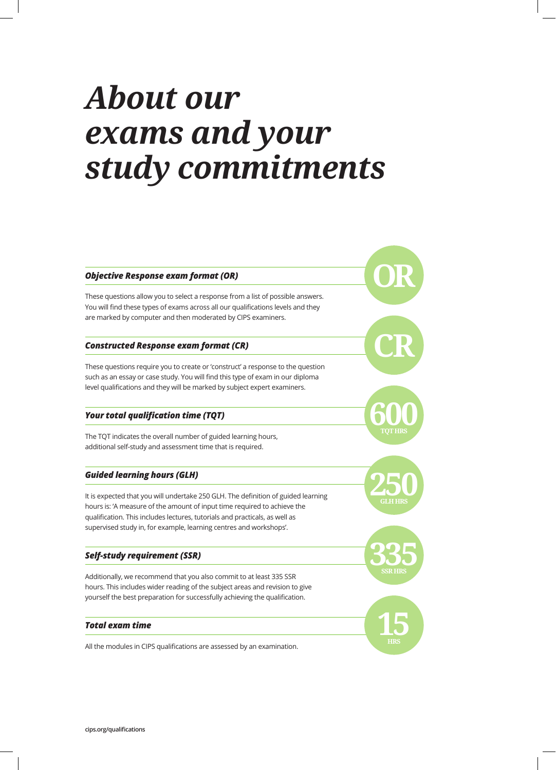# *About our exams and your study commitments*

### *Objective Response exam format (OR)*

**OR**

These questions allow you to select a response from a list of possible answers. You will find these types of exams across all our qualifications levels and they are marked by computer and then moderated by CIPS examiners.

### *Constructed Response exam format (CR)*

**CR**

These questions require you to create or 'construct' a response to the question such as an essay or case study. You will find this type of exam in our diploma level qualifications and they will be marked by subject expert examiners.

### *Your total qualification time (TQT)*

**600** TQT HRS

The TQT indicates the overall number of guided learning hours, additional self-study and assessment time that is required.

### *Guided learning hours (GLH)*

**250** GLH HRS

It is expected that you will undertake 250 GLH. The definition of guided learning hours is: 'A measure of the amount of input time required to achieve the qualification. This includes lectures, tutorials and practicals, as well as supervised study in, for example, learning centres and workshops'.

### *Self-study requirement (SSR)*

**335** SSR HRS

Additionally, we recommend that you also commit to at least 335 SSR hours. This includes wider reading of the subject areas and revision to give yourself the best preparation for successfully achieving the qualification.

### *Total exam time*

**15** HRS

All the modules in CIPS qualifications are assessed by an examination.

cips.org/qualifications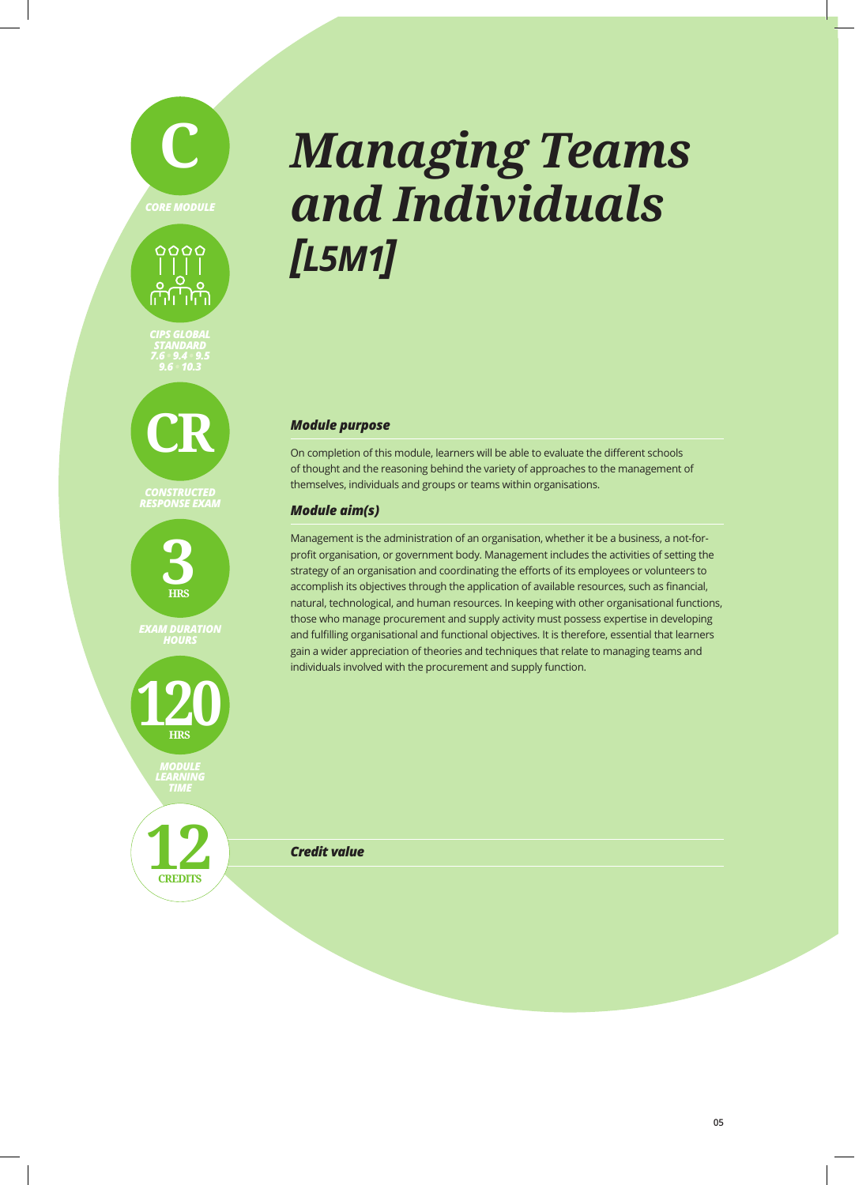C

*CORE MODULE*

*CIPS GLOBAL STANDARD 7.6 • 9.4 • 9.5 9.6 • 10.3*

CR

*CONSTRUCTED RESPONSE EXAM*

3 HRS

*EXAM DURATION HOURS*

120 HRS

*MODULE LEARNING TIME*

12 CREDITS

# *Managing Teams and Individuals [L5M1]*

### *Module purpose*

On completion of this module, learners will be able to evaluate the different schools of thought and the reasoning behind the variety of approaches to the management of themselves, individuals and groups or teams within organisations.

### *Module aim(s)*

Management is the administration of an organisation, whether it be a business, a not-for-profit organisation, or government body. Management includes the activities of setting the strategy of an organisation and coordinating the efforts of its employees or volunteers to accomplish its objectives through the application of available resources, such as financial, natural, technological, and human resources. In keeping with other organisational functions, those who manage procurement and supply activity must possess expertise in developing and fulfilling organisational and functional objectives. It is therefore, essential that learners gain a wider appreciation of theories and techniques that relate to managing teams and individuals involved with the procurement and supply function.

### *Credit value*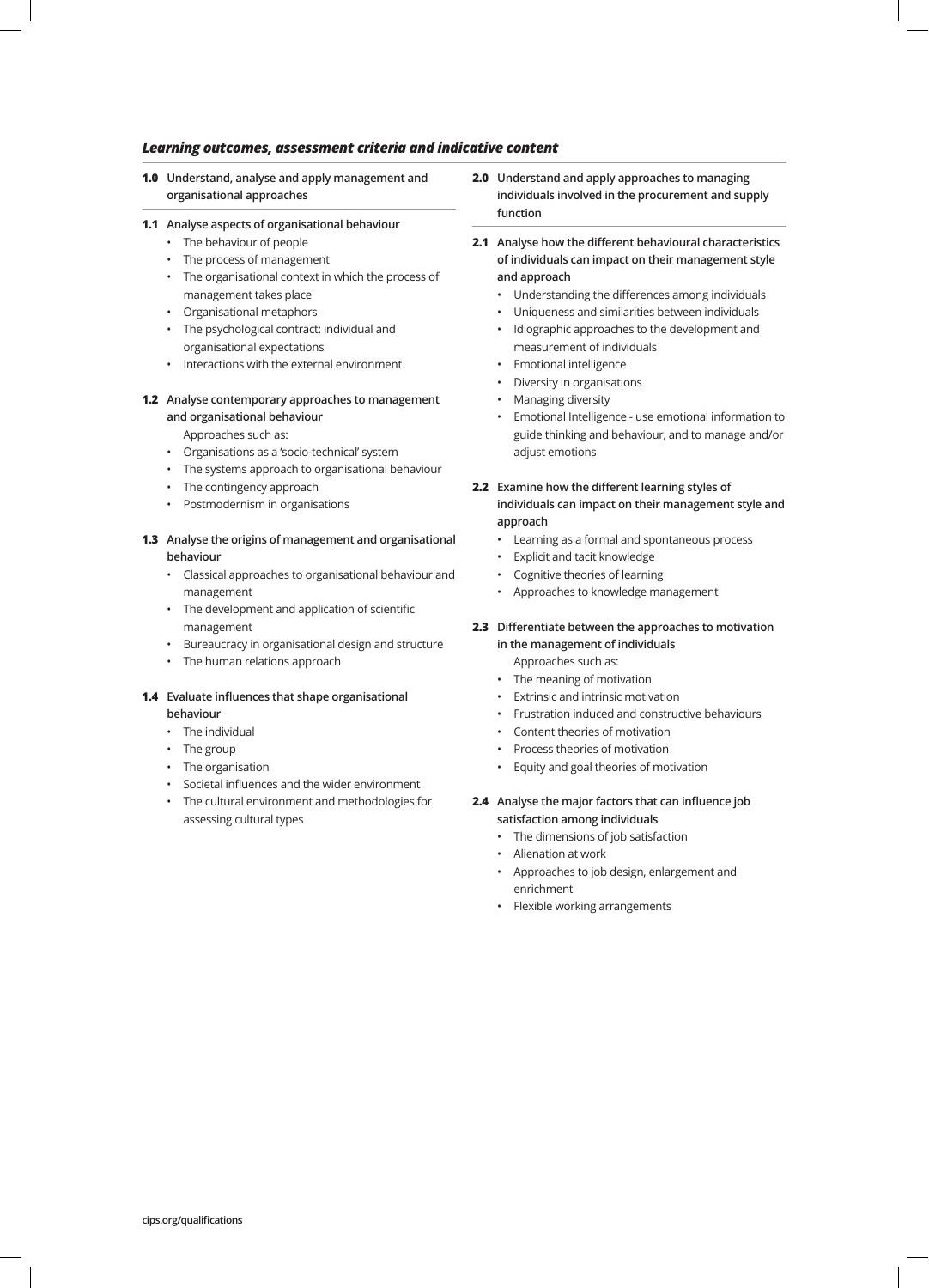## *Learning outcomes, assessment criteria and indicative content*

### 1.0 Understand, analyse and apply management and organisational approaches

**1.1 Analyse aspects of organisational behaviour**

- The behaviour of people
- The process of management
- The organisational context in which the process of management takes place
- Organisational metaphors
- The psychological contract: individual and organisational expectations
- Interactions with the external environment

**1.2 Analyse contemporary approaches to management and organisational behaviour**

Approaches such as:

- Organisations as a 'socio-technical' system
- The systems approach to organisational behaviour
- The contingency approach
- Postmodernism in organisations

**1.3 Analyse the origins of management and organisational behaviour**

- Classical approaches to organisational behaviour and management
- The development and application of scientific management
- Bureaucracy in organisational design and structure
- The human relations approach

**1.4 Evaluate influences that shape organisational behaviour**

- The individual
- The group
- The organisation
- Societal influences and the wider environment
- The cultural environment and methodologies for assessing cultural types

### 2.0 Understand and apply approaches to managing individuals involved in the procurement and supply function

**2.1 Analyse how the different behavioural characteristics of individuals can impact on their management style and approach**

- Understanding the differences among individuals
- Uniqueness and similarities between individuals
- Idiographic approaches to the development and measurement of individuals
- Emotional intelligence
- Diversity in organisations
- Managing diversity
- Emotional Intelligence - use emotional information to guide thinking and behaviour, and to manage and/or adjust emotions

**2.2 Examine how the different learning styles of individuals can impact on their management style and approach**

- Learning as a formal and spontaneous process
- Explicit and tacit knowledge
- Cognitive theories of learning
- Approaches to knowledge management

**2.3 Differentiate between the approaches to motivation in the management of individuals**

Approaches such as:

- The meaning of motivation
- Extrinsic and intrinsic motivation
- Frustration induced and constructive behaviours
- Content theories of motivation
- Process theories of motivation
- Equity and goal theories of motivation

**2.4 Analyse the major factors that can influence job satisfaction among individuals**

- The dimensions of job satisfaction
- Alienation at work
- Approaches to job design, enlargement and enrichment
- Flexible working arrangements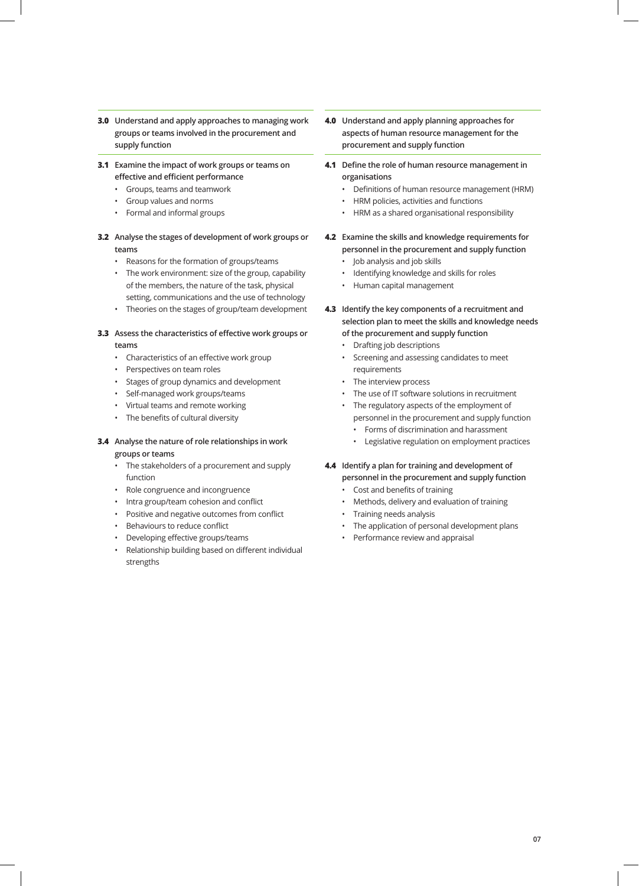## 3.0 Understand and apply approaches to managing work groups or teams involved in the procurement and supply function

### 3.1 Examine the impact of work groups or teams on effective and efficient performance

- Groups, teams and teamwork
- Group values and norms
- Formal and informal groups

### 3.2 Analyse the stages of development of work groups or teams

- Reasons for the formation of groups/teams
- The work environment: size of the group, capability of the members, the nature of the task, physical setting, communications and the use of technology
- Theories on the stages of group/team development

### 3.3 Assess the characteristics of effective work groups or teams

- Characteristics of an effective work group
- Perspectives on team roles
- Stages of group dynamics and development
- Self-managed work groups/teams
- Virtual teams and remote working
- The benefits of cultural diversity

### 3.4 Analyse the nature of role relationships in work groups or teams

- The stakeholders of a procurement and supply function
- Role congruence and incongruence
- Intra group/team cohesion and conflict
- Positive and negative outcomes from conflict
- Behaviours to reduce conflict
- Developing effective groups/teams
- Relationship building based on different individual strengths

## 4.0 Understand and apply planning approaches for aspects of human resource management for the procurement and supply function

### 4.1 Define the role of human resource management in organisations

- Definitions of human resource management (HRM)
- HRM policies, activities and functions
- HRM as a shared organisational responsibility

### 4.2 Examine the skills and knowledge requirements for personnel in the procurement and supply function

- Job analysis and job skills
- Identifying knowledge and skills for roles
- Human capital management

### 4.3 Identify the key components of a recruitment and selection plan to meet the skills and knowledge needs of the procurement and supply function

- Drafting job descriptions
- Screening and assessing candidates to meet requirements
- The interview process
- The use of IT software solutions in recruitment
- The regulatory aspects of the employment of personnel in the procurement and supply function
  - Forms of discrimination and harassment
  - Legislative regulation on employment practices

### 4.4 Identify a plan for training and development of personnel in the procurement and supply function

- Cost and benefits of training
- Methods, delivery and evaluation of training
- Training needs analysis
- The application of personal development plans
- Performance review and appraisal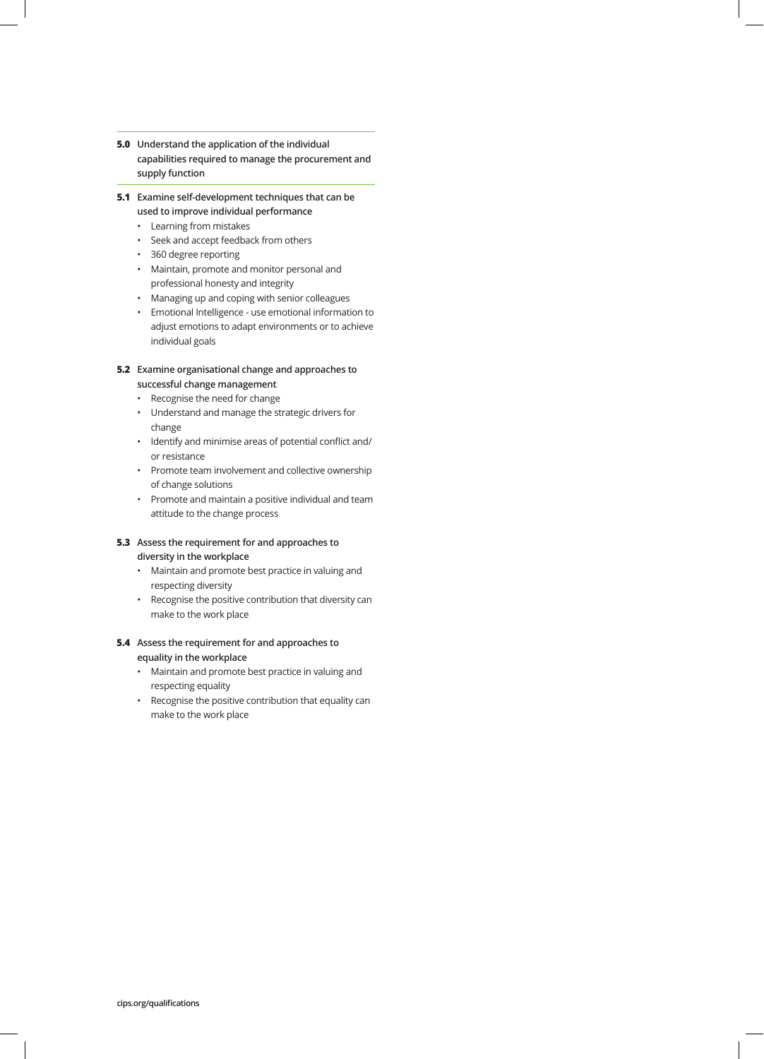**5.0 Understand the application of the individual capabilities required to manage the procurement and supply function**

**5.1 Examine self-development techniques that can be used to improve individual performance**

- Learning from mistakes
- Seek and accept feedback from others
- 360 degree reporting
- Maintain, promote and monitor personal and professional honesty and integrity
- Managing up and coping with senior colleagues
- Emotional Intelligence - use emotional information to adjust emotions to adapt environments or to achieve individual goals

**5.2 Examine organisational change and approaches to successful change management**

- Recognise the need for change
- Understand and manage the strategic drivers for change
- Identify and minimise areas of potential conflict and/or resistance
- Promote team involvement and collective ownership of change solutions
- Promote and maintain a positive individual and team attitude to the change process

**5.3 Assess the requirement for and approaches to diversity in the workplace**

- Maintain and promote best practice in valuing and respecting diversity
- Recognise the positive contribution that diversity can make to the work place

**5.4 Assess the requirement for and approaches to equality in the workplace**

- Maintain and promote best practice in valuing and respecting equality
- Recognise the positive contribution that equality can make to the work place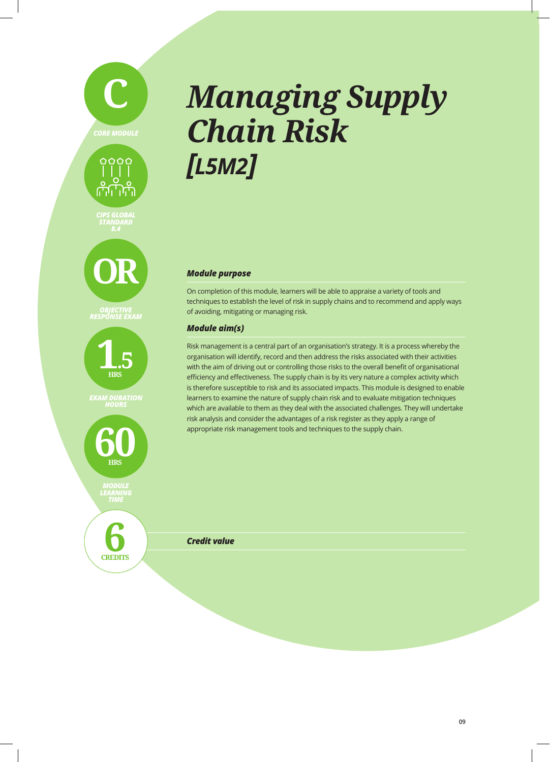# *Managing Supply Chain Risk [L5M2]*

**C** — CORE MODULE

CIPS GLOBAL STANDARD 8.4

**OR** — OBJECTIVE RESPONSE EXAM

**1.5 HRS** — EXAM DURATION HOURS

**60 HRS** — MODULE LEARNING TIME

**6 CREDITS**

### *Module purpose*

On completion of this module, learners will be able to appraise a variety of tools and techniques to establish the level of risk in supply chains and to recommend and apply ways of avoiding, mitigating or managing risk.

### *Module aim(s)*

Risk management is a central part of an organisation's strategy. It is a process whereby the organisation will identify, record and then address the risks associated with their activities with the aim of driving out or controlling those risks to the overall benefit of organisational efficiency and effectiveness. The supply chain is by its very nature a complex activity which is therefore susceptible to risk and its associated impacts. This module is designed to enable learners to examine the nature of supply chain risk and to evaluate mitigation techniques which are available to them as they deal with the associated challenges. They will undertake risk analysis and consider the advantages of a risk register as they apply a range of appropriate risk management tools and techniques to the supply chain.

### *Credit value*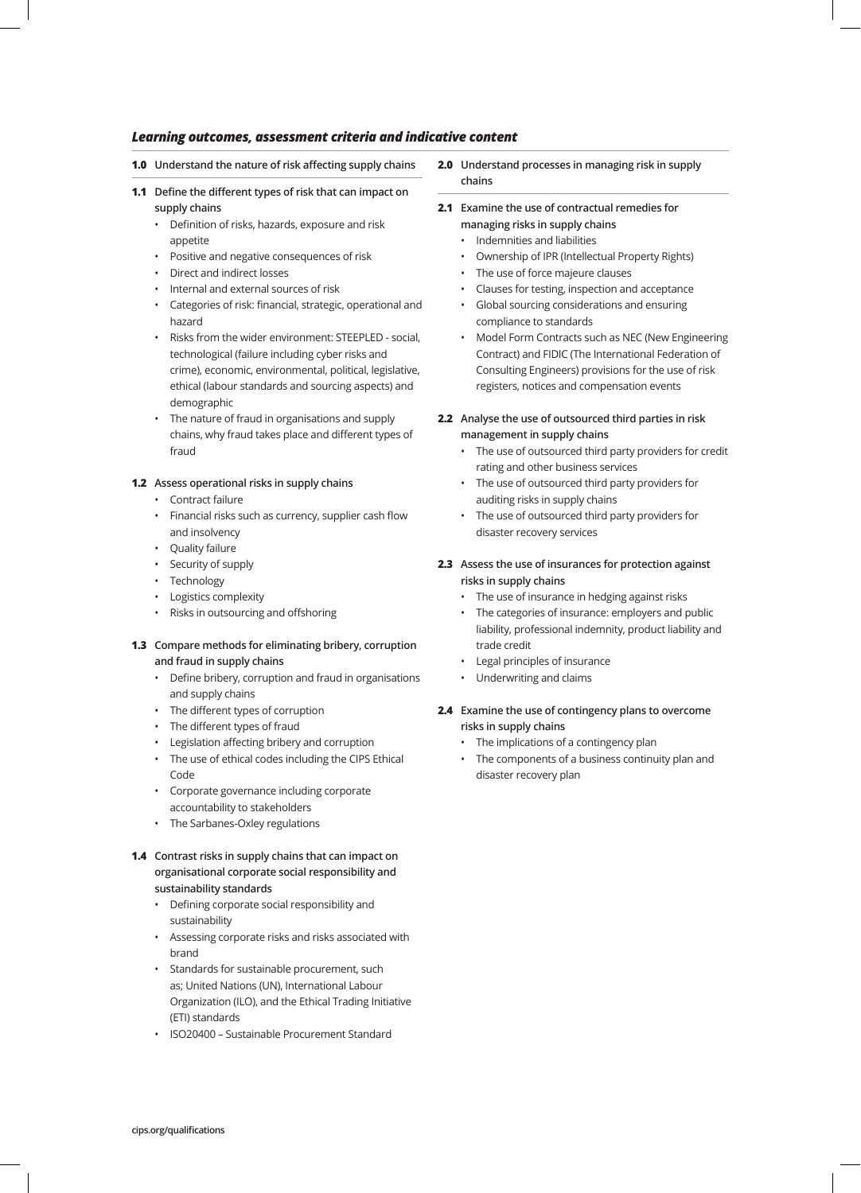## *Learning outcomes, assessment criteria and indicative content*

### 1.0 Understand the nature of risk affecting supply chains

#### 1.1 Define the different types of risk that can impact on supply chains

- Definition of risks, hazards, exposure and risk appetite
- Positive and negative consequences of risk
- Direct and indirect losses
- Internal and external sources of risk
- Categories of risk: financial, strategic, operational and hazard
- Risks from the wider environment: STEEPLED - social, technological (failure including cyber risks and crime), economic, environmental, political, legislative, ethical (labour standards and sourcing aspects) and demographic
- The nature of fraud in organisations and supply chains, why fraud takes place and different types of fraud

#### 1.2 Assess operational risks in supply chains

- Contract failure
- Financial risks such as currency, supplier cash flow and insolvency
- Quality failure
- Security of supply
- Technology
- Logistics complexity
- Risks in outsourcing and offshoring

#### 1.3 Compare methods for eliminating bribery, corruption and fraud in supply chains

- Define bribery, corruption and fraud in organisations and supply chains
- The different types of corruption
- The different types of fraud
- Legislation affecting bribery and corruption
- The use of ethical codes including the CIPS Ethical Code
- Corporate governance including corporate accountability to stakeholders
- The Sarbanes-Oxley regulations

#### 1.4 Contrast risks in supply chains that can impact on organisational corporate social responsibility and sustainability standards

- Defining corporate social responsibility and sustainability
- Assessing corporate risks and risks associated with brand
- Standards for sustainable procurement, such as; United Nations (UN), International Labour Organization (ILO), and the Ethical Trading Initiative (ETI) standards
- ISO20400 – Sustainable Procurement Standard

### 2.0 Understand processes in managing risk in supply chains

#### 2.1 Examine the use of contractual remedies for managing risks in supply chains

- Indemnities and liabilities
- Ownership of IPR (Intellectual Property Rights)
- The use of force majeure clauses
- Clauses for testing, inspection and acceptance
- Global sourcing considerations and ensuring compliance to standards
- Model Form Contracts such as NEC (New Engineering Contract) and FIDIC (The International Federation of Consulting Engineers) provisions for the use of risk registers, notices and compensation events

#### 2.2 Analyse the use of outsourced third parties in risk management in supply chains

- The use of outsourced third party providers for credit rating and other business services
- The use of outsourced third party providers for auditing risks in supply chains
- The use of outsourced third party providers for disaster recovery services

#### 2.3 Assess the use of insurances for protection against risks in supply chains

- The use of insurance in hedging against risks
- The categories of insurance: employers and public liability, professional indemnity, product liability and trade credit
- Legal principles of insurance
- Underwriting and claims

#### 2.4 Examine the use of contingency plans to overcome risks in supply chains

- The implications of a contingency plan
- The components of a business continuity plan and disaster recovery plan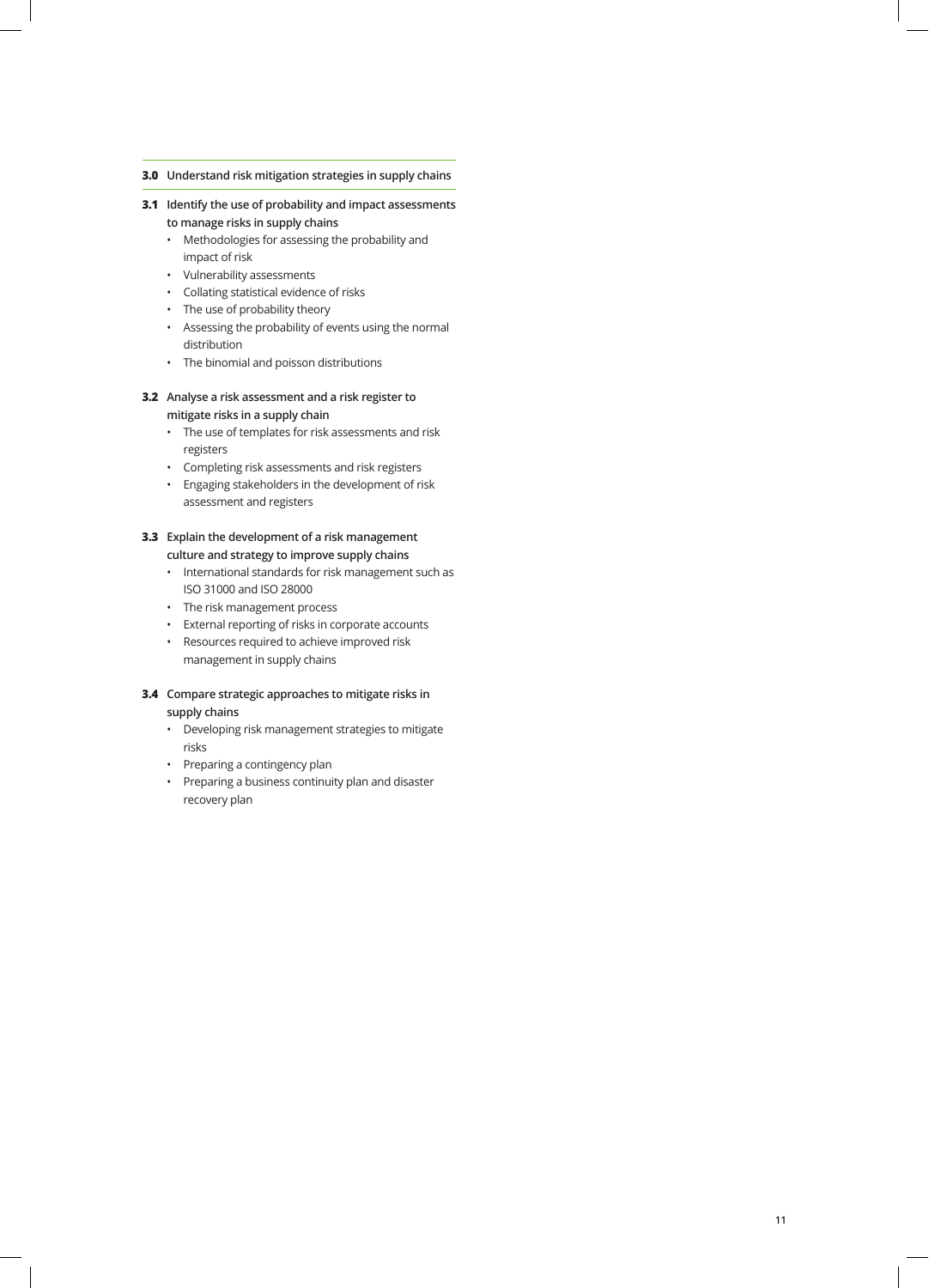## 3.0 Understand risk mitigation strategies in supply chains

### 3.1 Identify the use of probability and impact assessments to manage risks in supply chains

- Methodologies for assessing the probability and impact of risk
- Vulnerability assessments
- Collating statistical evidence of risks
- The use of probability theory
- Assessing the probability of events using the normal distribution
- The binomial and poisson distributions

### 3.2 Analyse a risk assessment and a risk register to mitigate risks in a supply chain

- The use of templates for risk assessments and risk registers
- Completing risk assessments and risk registers
- Engaging stakeholders in the development of risk assessment and registers

### 3.3 Explain the development of a risk management culture and strategy to improve supply chains

- International standards for risk management such as ISO 31000 and ISO 28000
- The risk management process
- External reporting of risks in corporate accounts
- Resources required to achieve improved risk management in supply chains

### 3.4 Compare strategic approaches to mitigate risks in supply chains

- Developing risk management strategies to mitigate risks
- Preparing a contingency plan
- Preparing a business continuity plan and disaster recovery plan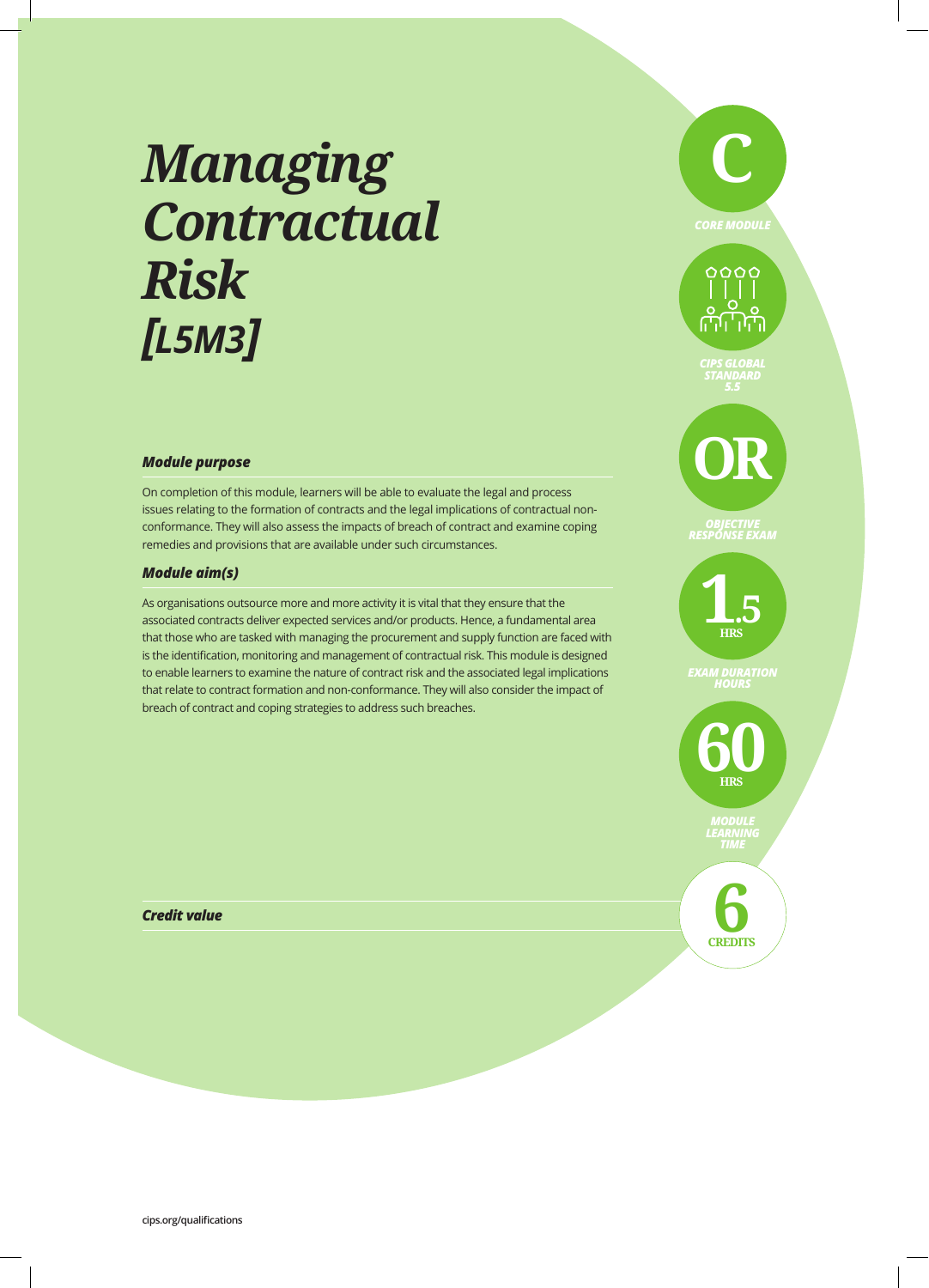# *Managing Contractual Risk [L5M3]*

C

*CORE MODULE*

*CIPS GLOBAL STANDARD 5.5*

OR

*OBJECTIVE RESPONSE EXAM*

1.5 HRS

*EXAM DURATION HOURS*

60 HRS

*MODULE LEARNING TIME*

### *Module purpose*

On completion of this module, learners will be able to evaluate the legal and process issues relating to the formation of contracts and the legal implications of contractual non-conformance. They will also assess the impacts of breach of contract and examine coping remedies and provisions that are available under such circumstances.

### *Module aim(s)*

As organisations outsource more and more activity it is vital that they ensure that the associated contracts deliver expected services and/or products. Hence, a fundamental area that those who are tasked with managing the procurement and supply function are faced with is the identification, monitoring and management of contractual risk. This module is designed to enable learners to examine the nature of contract risk and the associated legal implications that relate to contract formation and non-conformance. They will also consider the impact of breach of contract and coping strategies to address such breaches.

### *Credit value*

6 CREDITS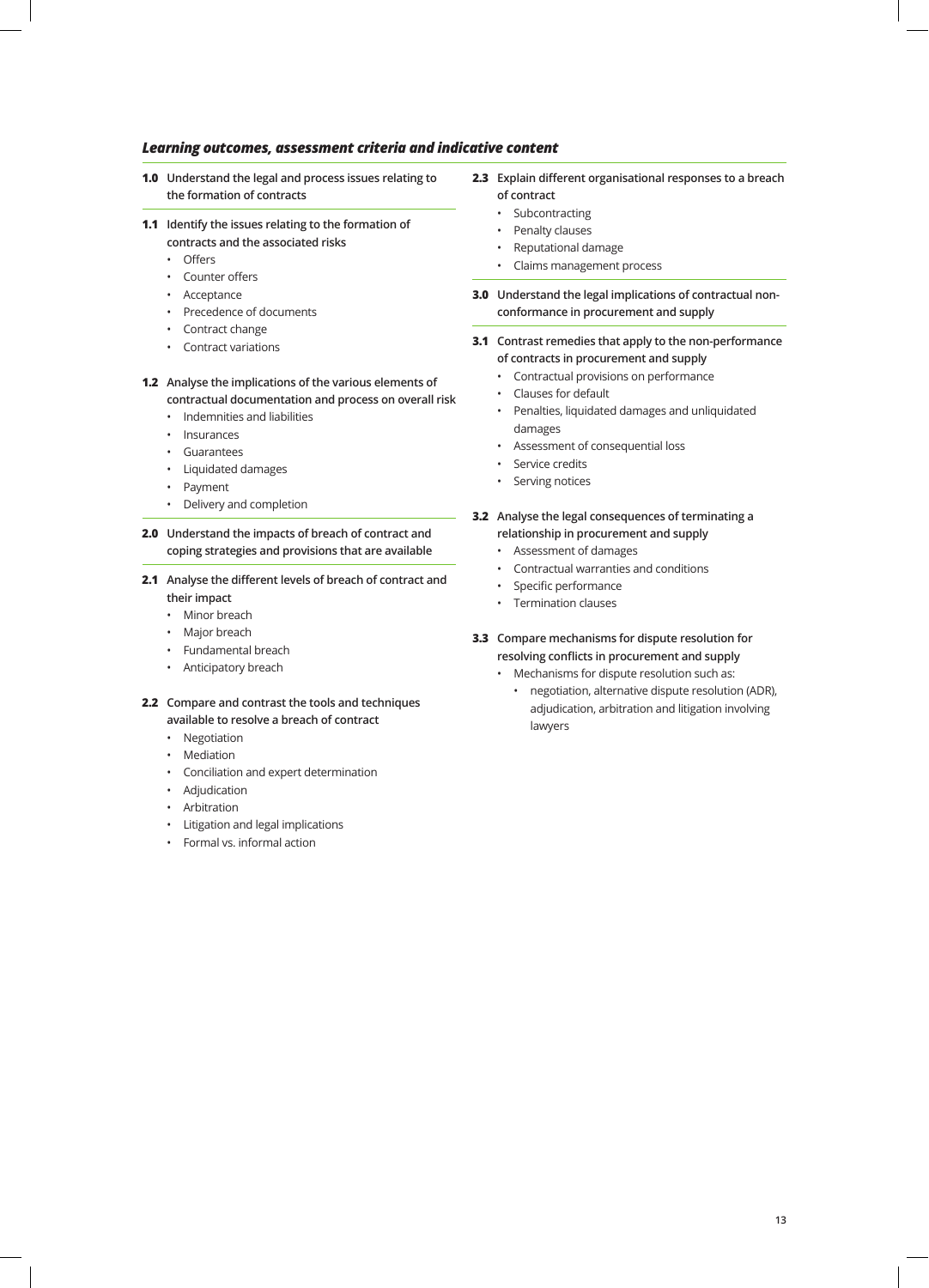## *Learning outcomes, assessment criteria and indicative content*

**1.0 Understand the legal and process issues relating to the formation of contracts**

**1.1 Identify the issues relating to the formation of contracts and the associated risks**

- Offers
- Counter offers
- Acceptance
- Precedence of documents
- Contract change
- Contract variations

**1.2 Analyse the implications of the various elements of contractual documentation and process on overall risk**

- Indemnities and liabilities
- Insurances
- Guarantees
- Liquidated damages
- Payment
- Delivery and completion

**2.0 Understand the impacts of breach of contract and coping strategies and provisions that are available**

**2.1 Analyse the different levels of breach of contract and their impact**

- Minor breach
- Major breach
- Fundamental breach
- Anticipatory breach

**2.2 Compare and contrast the tools and techniques available to resolve a breach of contract**

- Negotiation
- Mediation
- Conciliation and expert determination
- Adjudication
- Arbitration
- Litigation and legal implications
- Formal vs. informal action

**2.3 Explain different organisational responses to a breach of contract**

- Subcontracting
- Penalty clauses
- Reputational damage
- Claims management process

**3.0 Understand the legal implications of contractual non-conformance in procurement and supply**

**3.1 Contrast remedies that apply to the non-performance of contracts in procurement and supply**

- Contractual provisions on performance
- Clauses for default
- Penalties, liquidated damages and unliquidated damages
- Assessment of consequential loss
- Service credits
- Serving notices

**3.2 Analyse the legal consequences of terminating a relationship in procurement and supply**

- Assessment of damages
- Contractual warranties and conditions
- Specific performance
- Termination clauses

**3.3 Compare mechanisms for dispute resolution for resolving conflicts in procurement and supply**

- Mechanisms for dispute resolution such as:
  - negotiation, alternative dispute resolution (ADR), adjudication, arbitration and litigation involving lawyers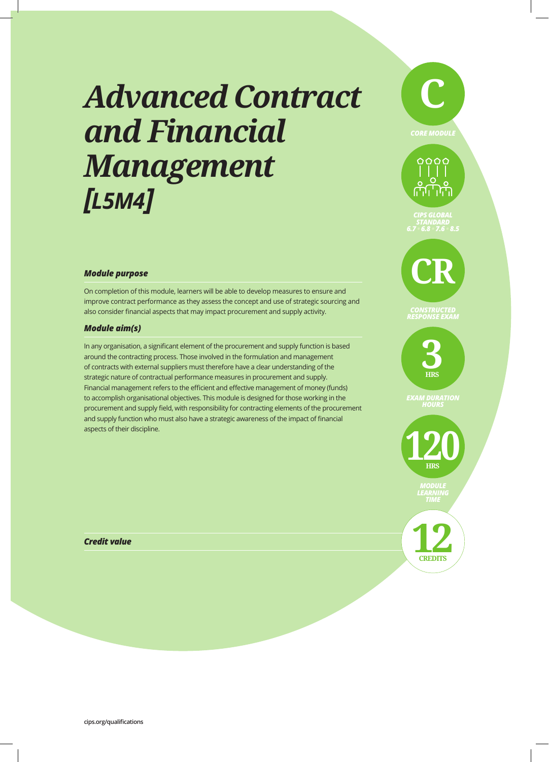# *Advanced Contract and Financial Management [L5M4]*

**C**

*CORE MODULE*

*CIPS GLOBAL STANDARD 6.7 • 6.8 • 7.6 • 8.5*

**CR**

*CONSTRUCTED RESPONSE EXAM*

**3** HRS

*EXAM DURATION HOURS*

**120** HRS

*MODULE LEARNING TIME*

### *Module purpose*

On completion of this module, learners will be able to develop measures to ensure and improve contract performance as they assess the concept and use of strategic sourcing and also consider financial aspects that may impact procurement and supply activity.

### *Module aim(s)*

In any organisation, a significant element of the procurement and supply function is based around the contracting process. Those involved in the formulation and management of contracts with external suppliers must therefore have a clear understanding of the strategic nature of contractual performance measures in procurement and supply. Financial management refers to the efficient and effective management of money (funds) to accomplish organisational objectives. This module is designed for those working in the procurement and supply field, with responsibility for contracting elements of the procurement and supply function who must also have a strategic awareness of the impact of financial aspects of their discipline.

### *Credit value*

**12** CREDITS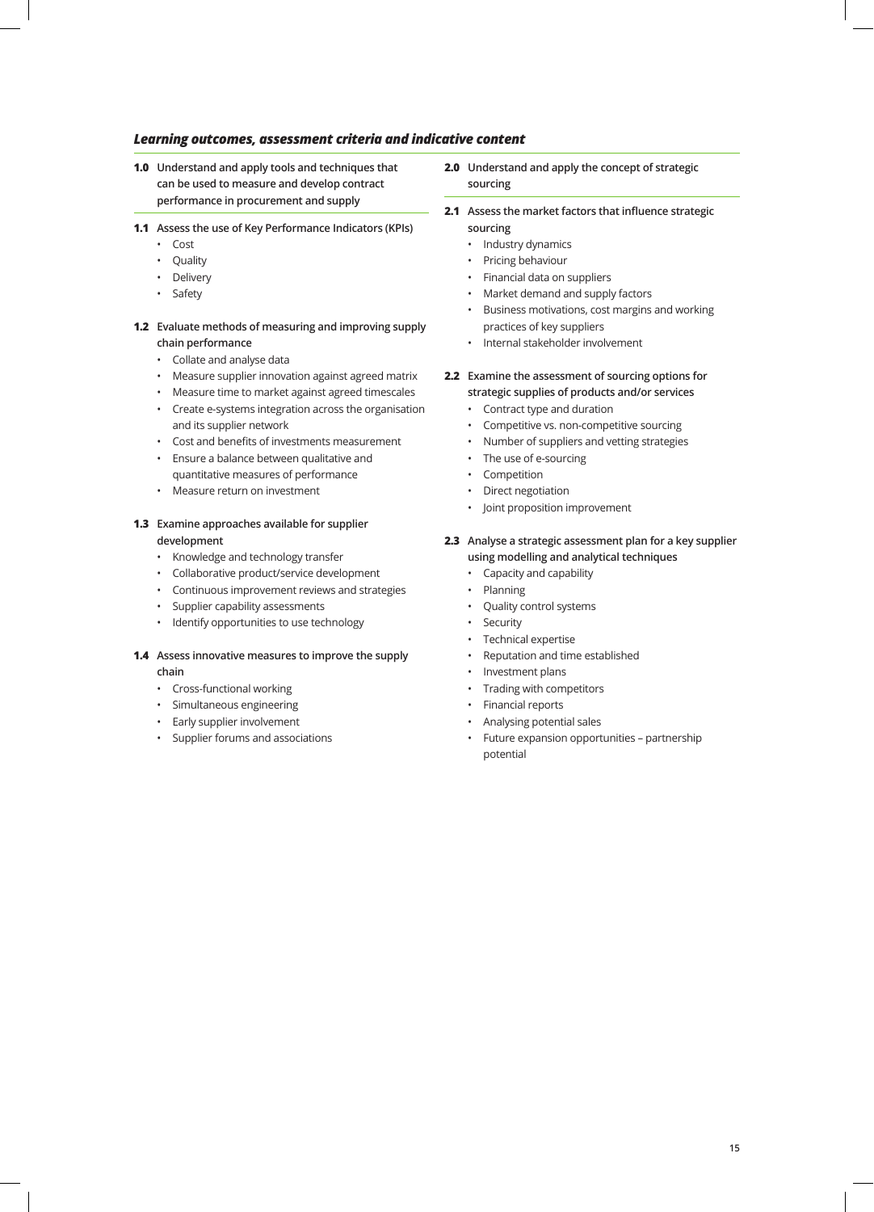## *Learning outcomes, assessment criteria and indicative content*

### 1.0 Understand and apply tools and techniques that can be used to measure and develop contract performance in procurement and supply

**1.1 Assess the use of Key Performance Indicators (KPIs)**

- Cost
- Quality
- Delivery
- Safety

**1.2 Evaluate methods of measuring and improving supply chain performance**

- Collate and analyse data
- Measure supplier innovation against agreed matrix
- Measure time to market against agreed timescales
- Create e-systems integration across the organisation and its supplier network
- Cost and benefits of investments measurement
- Ensure a balance between qualitative and quantitative measures of performance
- Measure return on investment

**1.3 Examine approaches available for supplier development**

- Knowledge and technology transfer
- Collaborative product/service development
- Continuous improvement reviews and strategies
- Supplier capability assessments
- Identify opportunities to use technology

**1.4 Assess innovative measures to improve the supply chain**

- Cross-functional working
- Simultaneous engineering
- Early supplier involvement
- Supplier forums and associations

### 2.0 Understand and apply the concept of strategic sourcing

**2.1 Assess the market factors that influence strategic sourcing**

- Industry dynamics
- Pricing behaviour
- Financial data on suppliers
- Market demand and supply factors
- Business motivations, cost margins and working practices of key suppliers
- Internal stakeholder involvement

**2.2 Examine the assessment of sourcing options for strategic supplies of products and/or services**

- Contract type and duration
- Competitive vs. non-competitive sourcing
- Number of suppliers and vetting strategies
- The use of e-sourcing
- Competition
- Direct negotiation
- Joint proposition improvement

**2.3 Analyse a strategic assessment plan for a key supplier using modelling and analytical techniques**

- Capacity and capability
- Planning
- Quality control systems
- Security
- Technical expertise
- Reputation and time established
- Investment plans
- Trading with competitors
- Financial reports
- Analysing potential sales
- Future expansion opportunities – partnership potential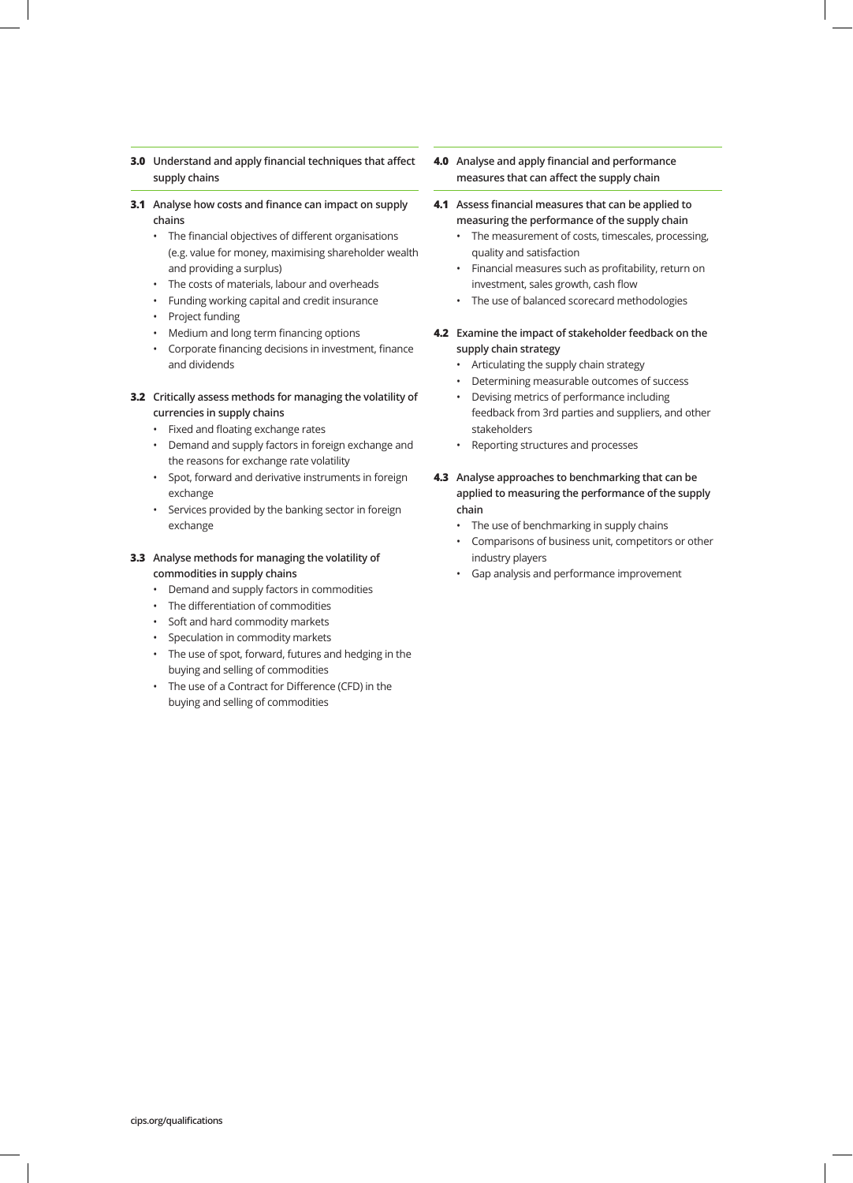## 3.0 Understand and apply financial techniques that affect supply chains

### 3.1 Analyse how costs and finance can impact on supply chains

- The financial objectives of different organisations (e.g. value for money, maximising shareholder wealth and providing a surplus)
- The costs of materials, labour and overheads
- Funding working capital and credit insurance
- Project funding
- Medium and long term financing options
- Corporate financing decisions in investment, finance and dividends

### 3.2 Critically assess methods for managing the volatility of currencies in supply chains

- Fixed and floating exchange rates
- Demand and supply factors in foreign exchange and the reasons for exchange rate volatility
- Spot, forward and derivative instruments in foreign exchange
- Services provided by the banking sector in foreign exchange

### 3.3 Analyse methods for managing the volatility of commodities in supply chains

- Demand and supply factors in commodities
- The differentiation of commodities
- Soft and hard commodity markets
- Speculation in commodity markets
- The use of spot, forward, futures and hedging in the buying and selling of commodities
- The use of a Contract for Difference (CFD) in the buying and selling of commodities

## 4.0 Analyse and apply financial and performance measures that can affect the supply chain

### 4.1 Assess financial measures that can be applied to measuring the performance of the supply chain

- The measurement of costs, timescales, processing, quality and satisfaction
- Financial measures such as profitability, return on investment, sales growth, cash flow
- The use of balanced scorecard methodologies

### 4.2 Examine the impact of stakeholder feedback on the supply chain strategy

- Articulating the supply chain strategy
- Determining measurable outcomes of success
- Devising metrics of performance including feedback from 3rd parties and suppliers, and other stakeholders
- Reporting structures and processes

### 4.3 Analyse approaches to benchmarking that can be applied to measuring the performance of the supply chain

- The use of benchmarking in supply chains
- Comparisons of business unit, competitors or other industry players
- Gap analysis and performance improvement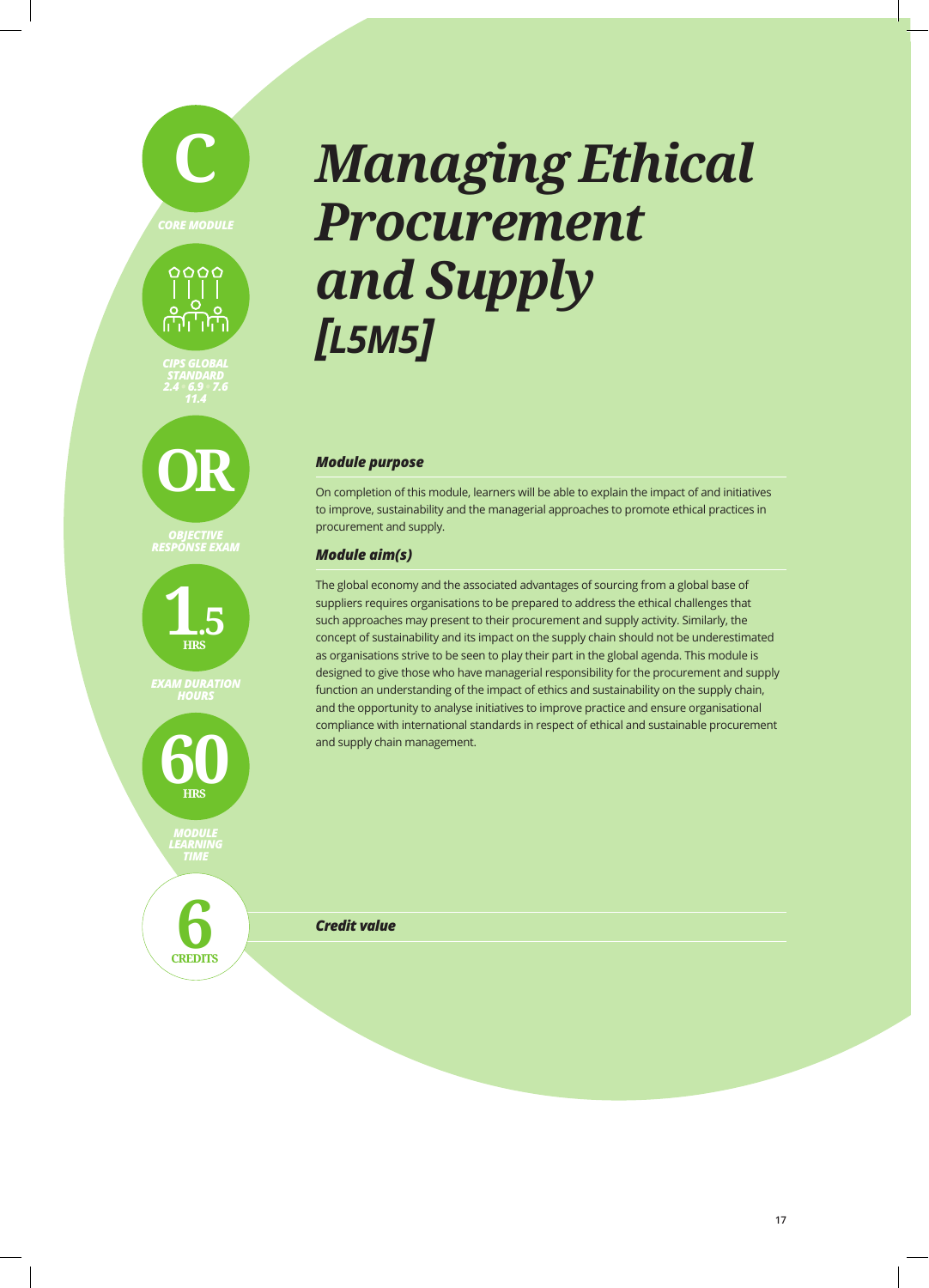# *Managing Ethical Procurement and Supply [L5M5]*

**C**

*CORE MODULE*

*CIPS GLOBAL STANDARD 2.4 • 6.9 • 7.6 11.4*

**OR**

*OBJECTIVE RESPONSE EXAM*

**1.5 HRS**

*EXAM DURATION HOURS*

**60 HRS**

*MODULE LEARNING TIME*

**6 CREDITS**

### *Module purpose*

On completion of this module, learners will be able to explain the impact of and initiatives to improve, sustainability and the managerial approaches to promote ethical practices in procurement and supply.

### *Module aim(s)*

The global economy and the associated advantages of sourcing from a global base of suppliers requires organisations to be prepared to address the ethical challenges that such approaches may present to their procurement and supply activity. Similarly, the concept of sustainability and its impact on the supply chain should not be underestimated as organisations strive to be seen to play their part in the global agenda. This module is designed to give those who have managerial responsibility for the procurement and supply function an understanding of the impact of ethics and sustainability on the supply chain, and the opportunity to analyse initiatives to improve practice and ensure organisational compliance with international standards in respect of ethical and sustainable procurement and supply chain management.

### *Credit value*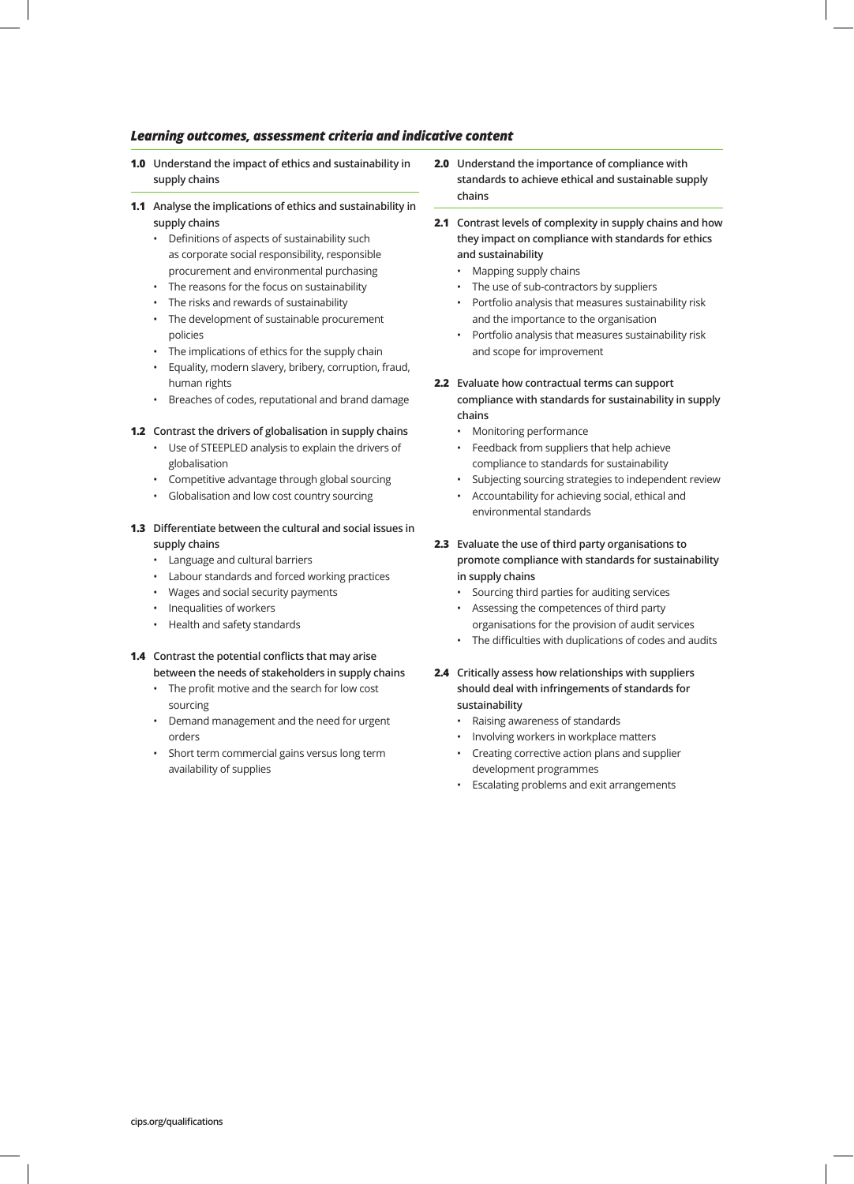### *Learning outcomes, assessment criteria and indicative content*

**1.0 Understand the impact of ethics and sustainability in supply chains**

**1.1 Analyse the implications of ethics and sustainability in supply chains**

- Definitions of aspects of sustainability such as corporate social responsibility, responsible procurement and environmental purchasing
- The reasons for the focus on sustainability
- The risks and rewards of sustainability
- The development of sustainable procurement policies
- The implications of ethics for the supply chain
- Equality, modern slavery, bribery, corruption, fraud, human rights
- Breaches of codes, reputational and brand damage

**1.2 Contrast the drivers of globalisation in supply chains**

- Use of STEEPLED analysis to explain the drivers of globalisation
- Competitive advantage through global sourcing
- Globalisation and low cost country sourcing

**1.3 Differentiate between the cultural and social issues in supply chains**

- Language and cultural barriers
- Labour standards and forced working practices
- Wages and social security payments
- Inequalities of workers
- Health and safety standards

**1.4 Contrast the potential conflicts that may arise between the needs of stakeholders in supply chains**

- The profit motive and the search for low cost sourcing
- Demand management and the need for urgent orders
- Short term commercial gains versus long term availability of supplies

**2.0 Understand the importance of compliance with standards to achieve ethical and sustainable supply chains**

**2.1 Contrast levels of complexity in supply chains and how they impact on compliance with standards for ethics and sustainability**

- Mapping supply chains
- The use of sub-contractors by suppliers
- Portfolio analysis that measures sustainability risk and the importance to the organisation
- Portfolio analysis that measures sustainability risk and scope for improvement

**2.2 Evaluate how contractual terms can support compliance with standards for sustainability in supply chains**

- Monitoring performance
- Feedback from suppliers that help achieve compliance to standards for sustainability
- Subjecting sourcing strategies to independent review
- Accountability for achieving social, ethical and environmental standards

**2.3 Evaluate the use of third party organisations to promote compliance with standards for sustainability in supply chains**

- Sourcing third parties for auditing services
- Assessing the competences of third party organisations for the provision of audit services
- The difficulties with duplications of codes and audits

**2.4 Critically assess how relationships with suppliers should deal with infringements of standards for sustainability**

- Raising awareness of standards
- Involving workers in workplace matters
- Creating corrective action plans and supplier development programmes
- Escalating problems and exit arrangements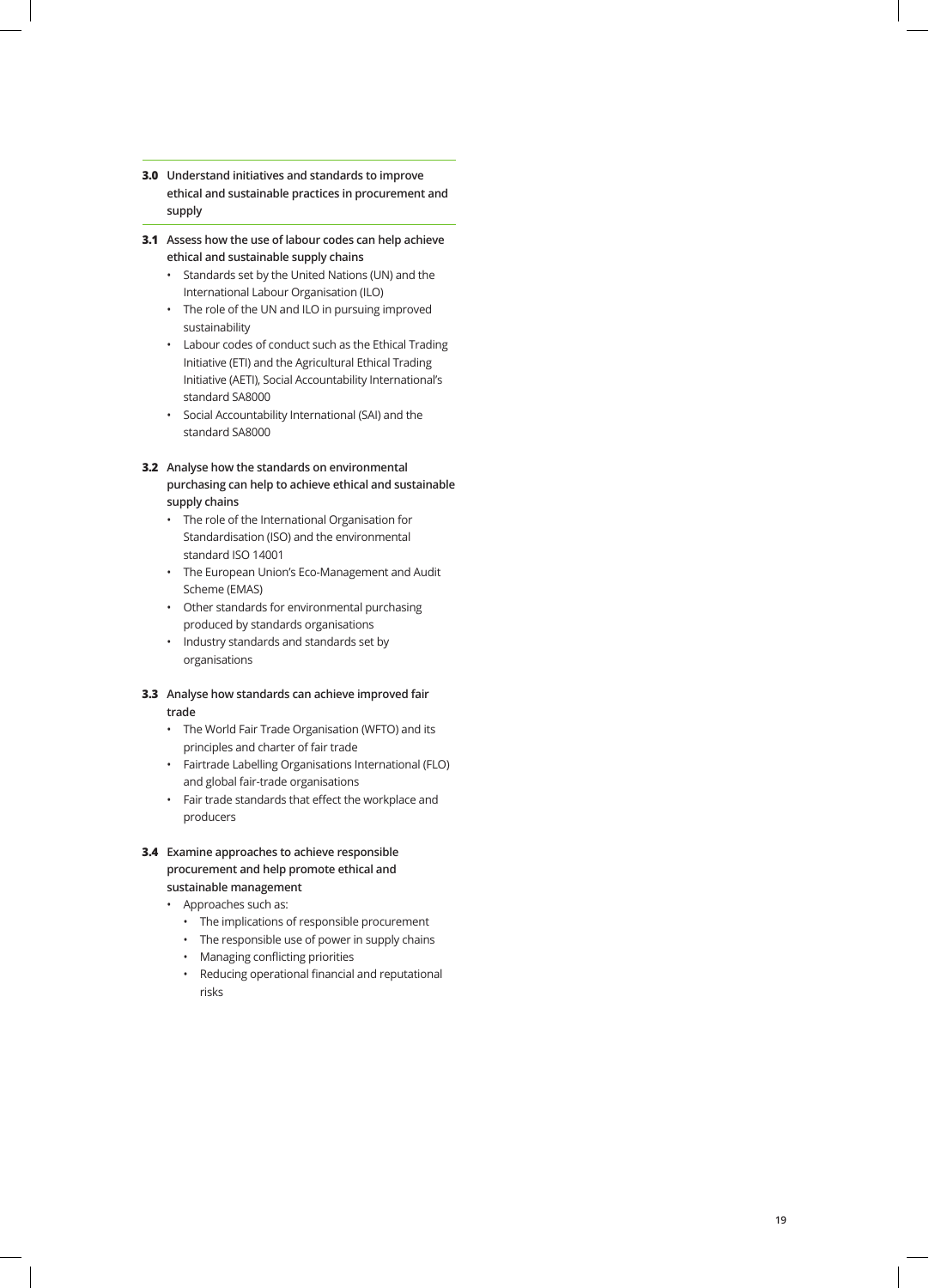## 3.0 Understand initiatives and standards to improve ethical and sustainable practices in procurement and supply

### 3.1 Assess how the use of labour codes can help achieve ethical and sustainable supply chains

- Standards set by the United Nations (UN) and the International Labour Organisation (ILO)
- The role of the UN and ILO in pursuing improved sustainability
- Labour codes of conduct such as the Ethical Trading Initiative (ETI) and the Agricultural Ethical Trading Initiative (AETI), Social Accountability International's standard SA8000
- Social Accountability International (SAI) and the standard SA8000

### 3.2 Analyse how the standards on environmental purchasing can help to achieve ethical and sustainable supply chains

- The role of the International Organisation for Standardisation (ISO) and the environmental standard ISO 14001
- The European Union's Eco-Management and Audit Scheme (EMAS)
- Other standards for environmental purchasing produced by standards organisations
- Industry standards and standards set by organisations

### 3.3 Analyse how standards can achieve improved fair trade

- The World Fair Trade Organisation (WFTO) and its principles and charter of fair trade
- Fairtrade Labelling Organisations International (FLO) and global fair-trade organisations
- Fair trade standards that effect the workplace and producers

### 3.4 Examine approaches to achieve responsible procurement and help promote ethical and sustainable management

- Approaches such as:
  - The implications of responsible procurement
  - The responsible use of power in supply chains
  - Managing conflicting priorities
  - Reducing operational financial and reputational risks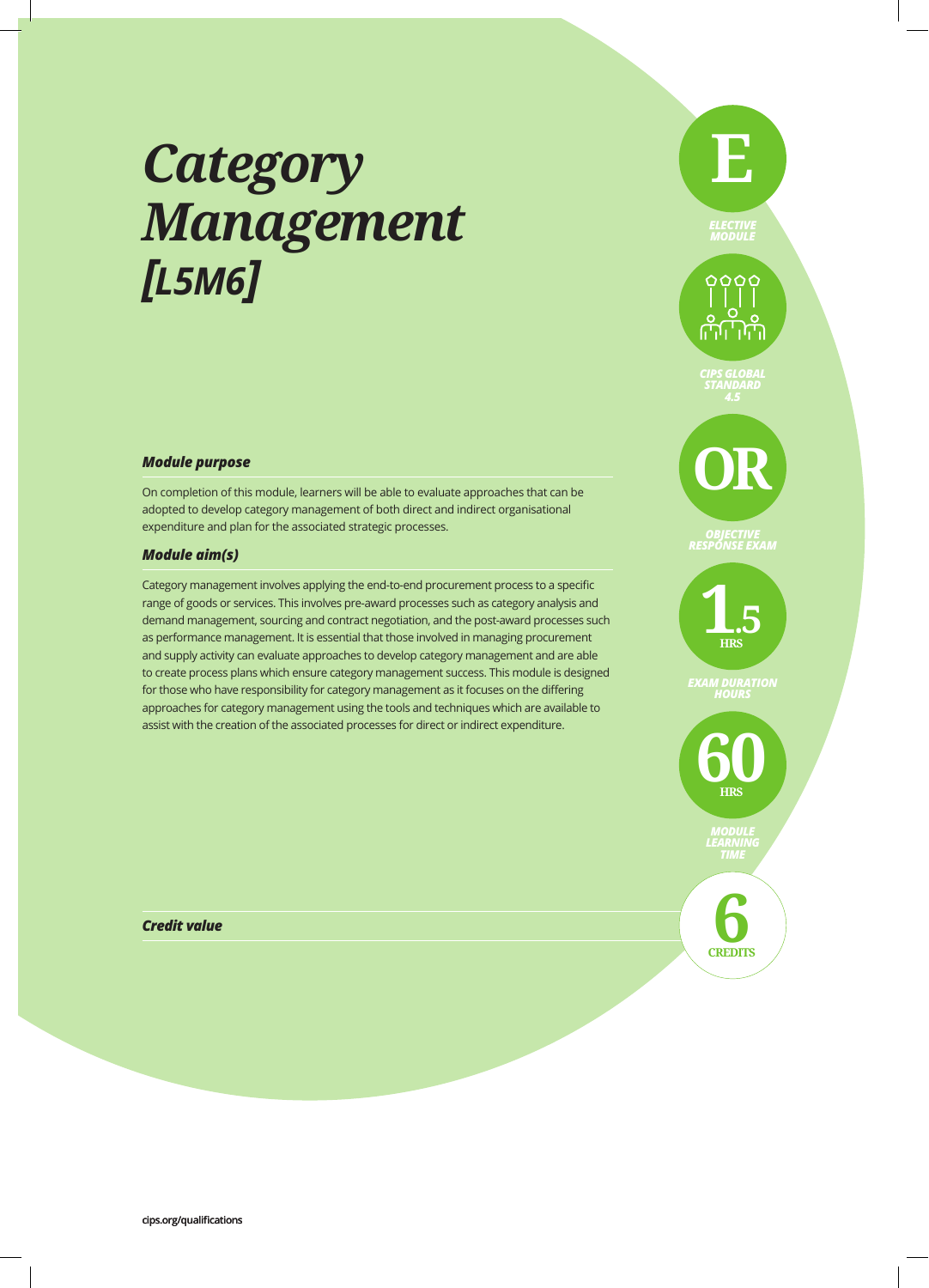# Category Management [L5M6]

E
ELECTIVE MODULE

CIPS GLOBAL STANDARD 4.5

OR
OBJECTIVE RESPONSE EXAM

1.5 HRS
EXAM DURATION HOURS

60 HRS
MODULE LEARNING TIME

### Module purpose

On completion of this module, learners will be able to evaluate approaches that can be adopted to develop category management of both direct and indirect organisational expenditure and plan for the associated strategic processes.

### Module aim(s)

Category management involves applying the end-to-end procurement process to a specific range of goods or services. This involves pre-award processes such as category analysis and demand management, sourcing and contract negotiation, and the post-award processes such as performance management. It is essential that those involved in managing procurement and supply activity can evaluate approaches to develop category management and are able to create process plans which ensure category management success. This module is designed for those who have responsibility for category management as it focuses on the differing approaches for category management using the tools and techniques which are available to assist with the creation of the associated processes for direct or indirect expenditure.

### Credit value

6 CREDITS

cips.org/qualifications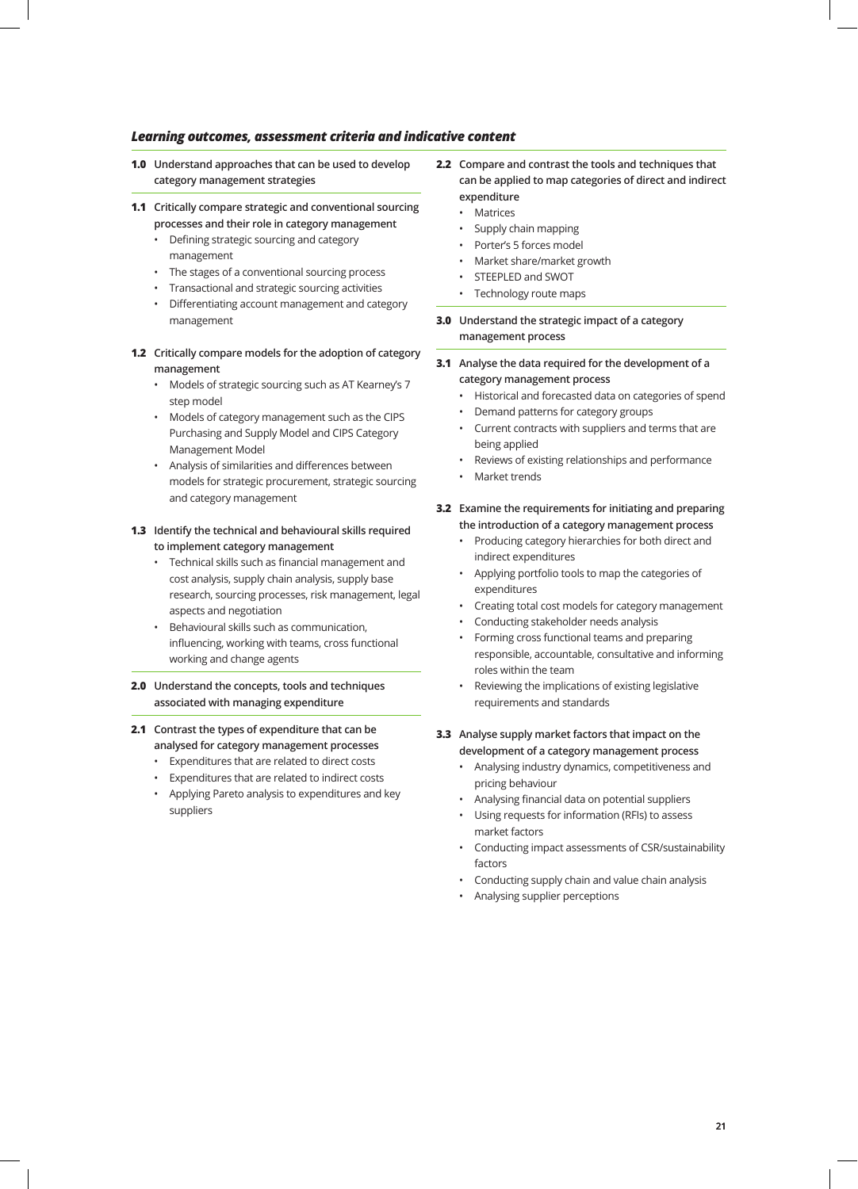### *Learning outcomes, assessment criteria and indicative content*

**1.0 Understand approaches that can be used to develop category management strategies**

**1.1 Critically compare strategic and conventional sourcing processes and their role in category management**

- Defining strategic sourcing and category management
- The stages of a conventional sourcing process
- Transactional and strategic sourcing activities
- Differentiating account management and category management

**1.2 Critically compare models for the adoption of category management**

- Models of strategic sourcing such as AT Kearney's 7 step model
- Models of category management such as the CIPS Purchasing and Supply Model and CIPS Category Management Model
- Analysis of similarities and differences between models for strategic procurement, strategic sourcing and category management

**1.3 Identify the technical and behavioural skills required to implement category management**

- Technical skills such as financial management and cost analysis, supply chain analysis, supply base research, sourcing processes, risk management, legal aspects and negotiation
- Behavioural skills such as communication, influencing, working with teams, cross functional working and change agents

**2.0 Understand the concepts, tools and techniques associated with managing expenditure**

**2.1 Contrast the types of expenditure that can be analysed for category management processes**

- Expenditures that are related to direct costs
- Expenditures that are related to indirect costs
- Applying Pareto analysis to expenditures and key suppliers

**2.2 Compare and contrast the tools and techniques that can be applied to map categories of direct and indirect expenditure**

- Matrices
- Supply chain mapping
- Porter's 5 forces model
- Market share/market growth
- STEEPLED and SWOT
- Technology route maps

**3.0 Understand the strategic impact of a category management process**

**3.1 Analyse the data required for the development of a category management process**

- Historical and forecasted data on categories of spend
- Demand patterns for category groups
- Current contracts with suppliers and terms that are being applied
- Reviews of existing relationships and performance
- Market trends

**3.2 Examine the requirements for initiating and preparing the introduction of a category management process**

- Producing category hierarchies for both direct and indirect expenditures
- Applying portfolio tools to map the categories of expenditures
- Creating total cost models for category management
- Conducting stakeholder needs analysis
- Forming cross functional teams and preparing responsible, accountable, consultative and informing roles within the team
- Reviewing the implications of existing legislative requirements and standards

**3.3 Analyse supply market factors that impact on the development of a category management process**

- Analysing industry dynamics, competitiveness and pricing behaviour
- Analysing financial data on potential suppliers
- Using requests for information (RFIs) to assess market factors
- Conducting impact assessments of CSR/sustainability factors
- Conducting supply chain and value chain analysis
- Analysing supplier perceptions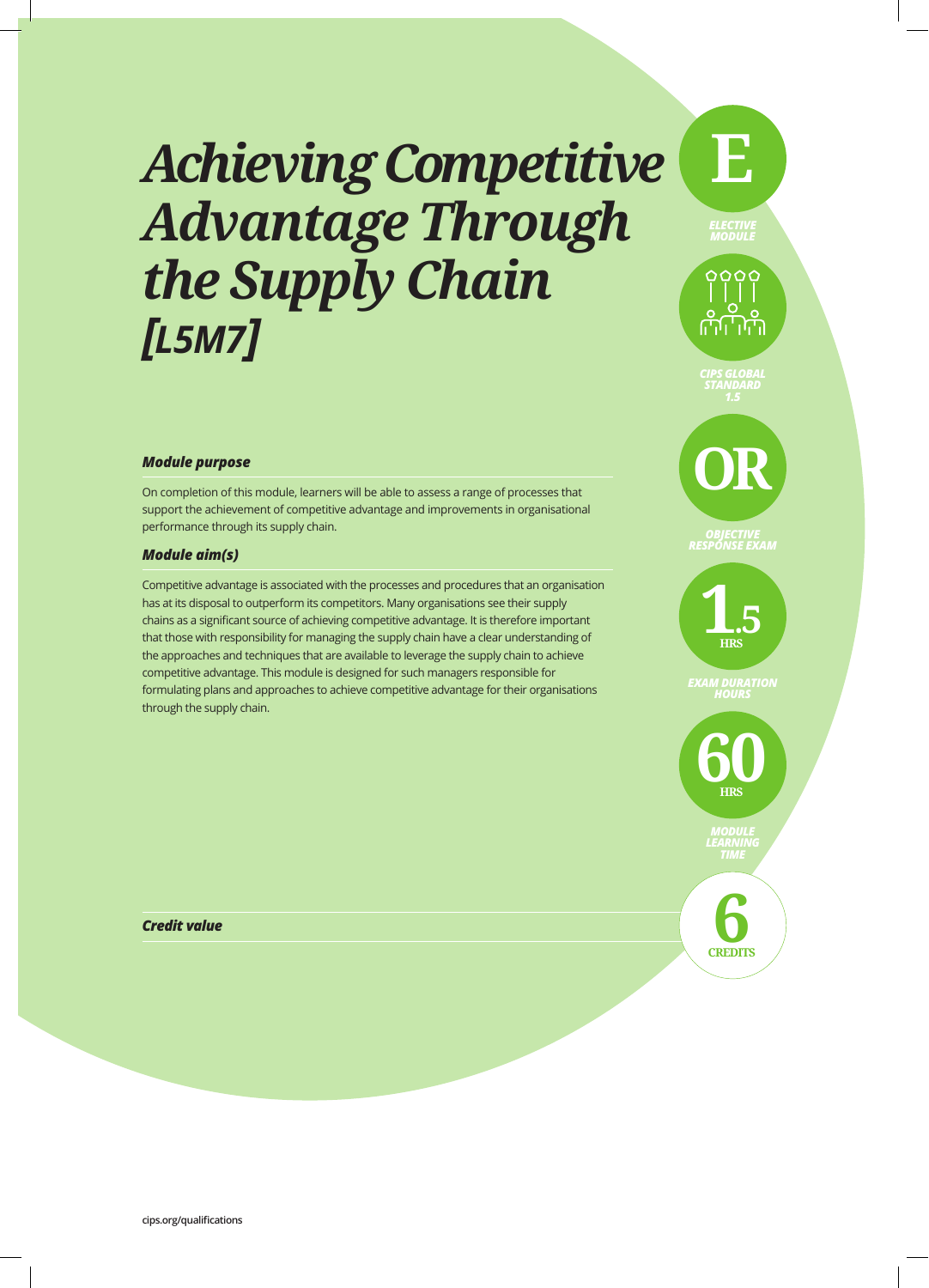# *Achieving Competitive Advantage Through the Supply Chain [L5M7]*

**E**

ELECTIVE MODULE

CIPS GLOBAL STANDARD 1.5

**OR**

OBJECTIVE RESPONSE EXAM

**1.5 HRS**

EXAM DURATION HOURS

**60 HRS**

MODULE LEARNING TIME

### *Module purpose*

On completion of this module, learners will be able to assess a range of processes that support the achievement of competitive advantage and improvements in organisational performance through its supply chain.

### *Module aim(s)*

Competitive advantage is associated with the processes and procedures that an organisation has at its disposal to outperform its competitors. Many organisations see their supply chains as a significant source of achieving competitive advantage. It is therefore important that those with responsibility for managing the supply chain have a clear understanding of the approaches and techniques that are available to leverage the supply chain to achieve competitive advantage. This module is designed for such managers responsible for formulating plans and approaches to achieve competitive advantage for their organisations through the supply chain.

### *Credit value*

**6 CREDITS**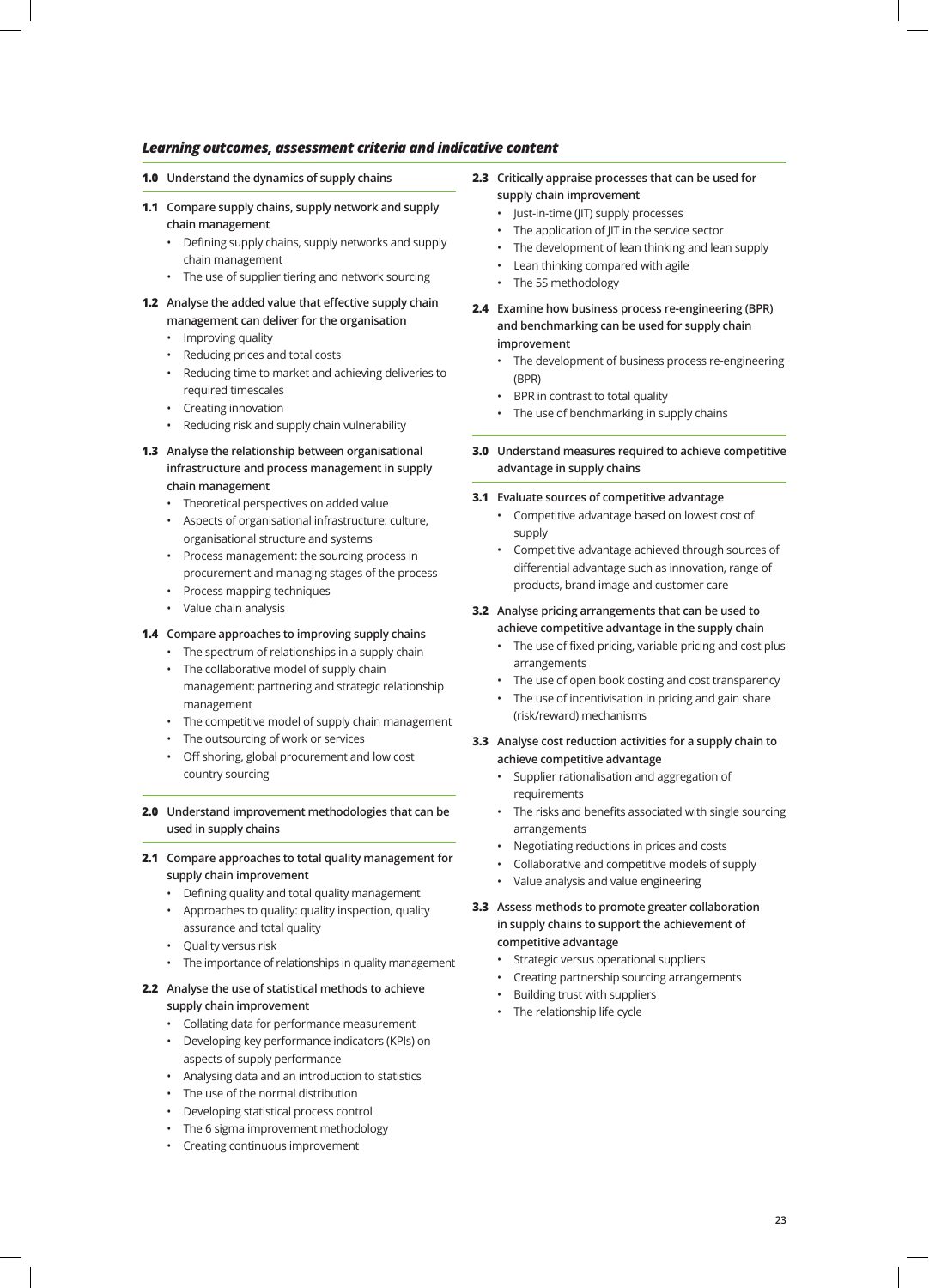### *Learning outcomes, assessment criteria and indicative content*

**1.0 Understand the dynamics of supply chains**

**1.1 Compare supply chains, supply network and supply chain management**

- Defining supply chains, supply networks and supply chain management
- The use of supplier tiering and network sourcing

**1.2 Analyse the added value that effective supply chain management can deliver for the organisation**

- Improving quality
- Reducing prices and total costs
- Reducing time to market and achieving deliveries to required timescales
- Creating innovation
- Reducing risk and supply chain vulnerability

**1.3 Analyse the relationship between organisational infrastructure and process management in supply chain management**

- Theoretical perspectives on added value
- Aspects of organisational infrastructure: culture, organisational structure and systems
- Process management: the sourcing process in procurement and managing stages of the process
- Process mapping techniques
- Value chain analysis

**1.4 Compare approaches to improving supply chains**

- The spectrum of relationships in a supply chain
- The collaborative model of supply chain management: partnering and strategic relationship management
- The competitive model of supply chain management
- The outsourcing of work or services
- Off shoring, global procurement and low cost country sourcing

**2.0 Understand improvement methodologies that can be used in supply chains**

**2.1 Compare approaches to total quality management for supply chain improvement**

- Defining quality and total quality management
- Approaches to quality: quality inspection, quality assurance and total quality
- Quality versus risk
- The importance of relationships in quality management

**2.2 Analyse the use of statistical methods to achieve supply chain improvement**

- Collating data for performance measurement
- Developing key performance indicators (KPIs) on aspects of supply performance
- Analysing data and an introduction to statistics
- The use of the normal distribution
- Developing statistical process control
- The 6 sigma improvement methodology
- Creating continuous improvement

**2.3 Critically appraise processes that can be used for supply chain improvement**

- Just-in-time (JIT) supply processes
- The application of JIT in the service sector
- The development of lean thinking and lean supply
- Lean thinking compared with agile
- The 5S methodology

**2.4 Examine how business process re-engineering (BPR) and benchmarking can be used for supply chain improvement**

- The development of business process re-engineering (BPR)
- BPR in contrast to total quality
- The use of benchmarking in supply chains

**3.0 Understand measures required to achieve competitive advantage in supply chains**

**3.1 Evaluate sources of competitive advantage**

- Competitive advantage based on lowest cost of supply
- Competitive advantage achieved through sources of differential advantage such as innovation, range of products, brand image and customer care

**3.2 Analyse pricing arrangements that can be used to achieve competitive advantage in the supply chain**

- The use of fixed pricing, variable pricing and cost plus arrangements
- The use of open book costing and cost transparency
- The use of incentivisation in pricing and gain share (risk/reward) mechanisms

**3.3 Analyse cost reduction activities for a supply chain to achieve competitive advantage**

- Supplier rationalisation and aggregation of requirements
- The risks and benefits associated with single sourcing arrangements
- Negotiating reductions in prices and costs
- Collaborative and competitive models of supply
- Value analysis and value engineering

**3.3 Assess methods to promote greater collaboration in supply chains to support the achievement of competitive advantage**

- Strategic versus operational suppliers
- Creating partnership sourcing arrangements
- Building trust with suppliers
- The relationship life cycle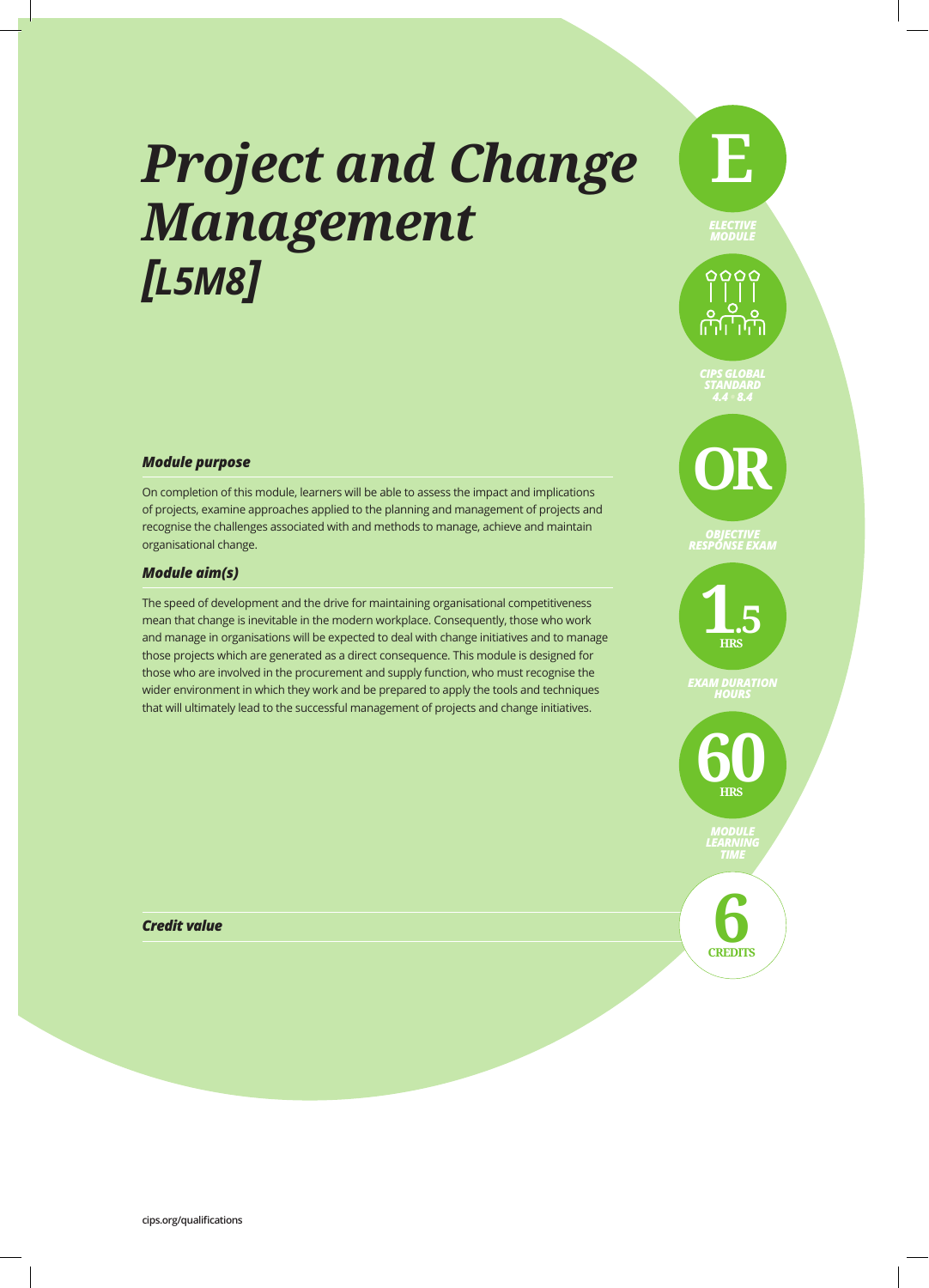# *Project and Change Management [L5M8]*

E

*ELECTIVE MODULE*

*CIPS GLOBAL STANDARD 4.4 - 8.4*

OR

*OBJECTIVE RESPONSE EXAM*

1.5 HRS

*EXAM DURATION HOURS*

60 HRS

*MODULE LEARNING TIME*

### *Module purpose*

On completion of this module, learners will be able to assess the impact and implications of projects, examine approaches applied to the planning and management of projects and recognise the challenges associated with and methods to manage, achieve and maintain organisational change.

### *Module aim(s)*

The speed of development and the drive for maintaining organisational competitiveness mean that change is inevitable in the modern workplace. Consequently, those who work and manage in organisations will be expected to deal with change initiatives and to manage those projects which are generated as a direct consequence. This module is designed for those who are involved in the procurement and supply function, who must recognise the wider environment in which they work and be prepared to apply the tools and techniques that will ultimately lead to the successful management of projects and change initiatives.

### *Credit value*

6 CREDITS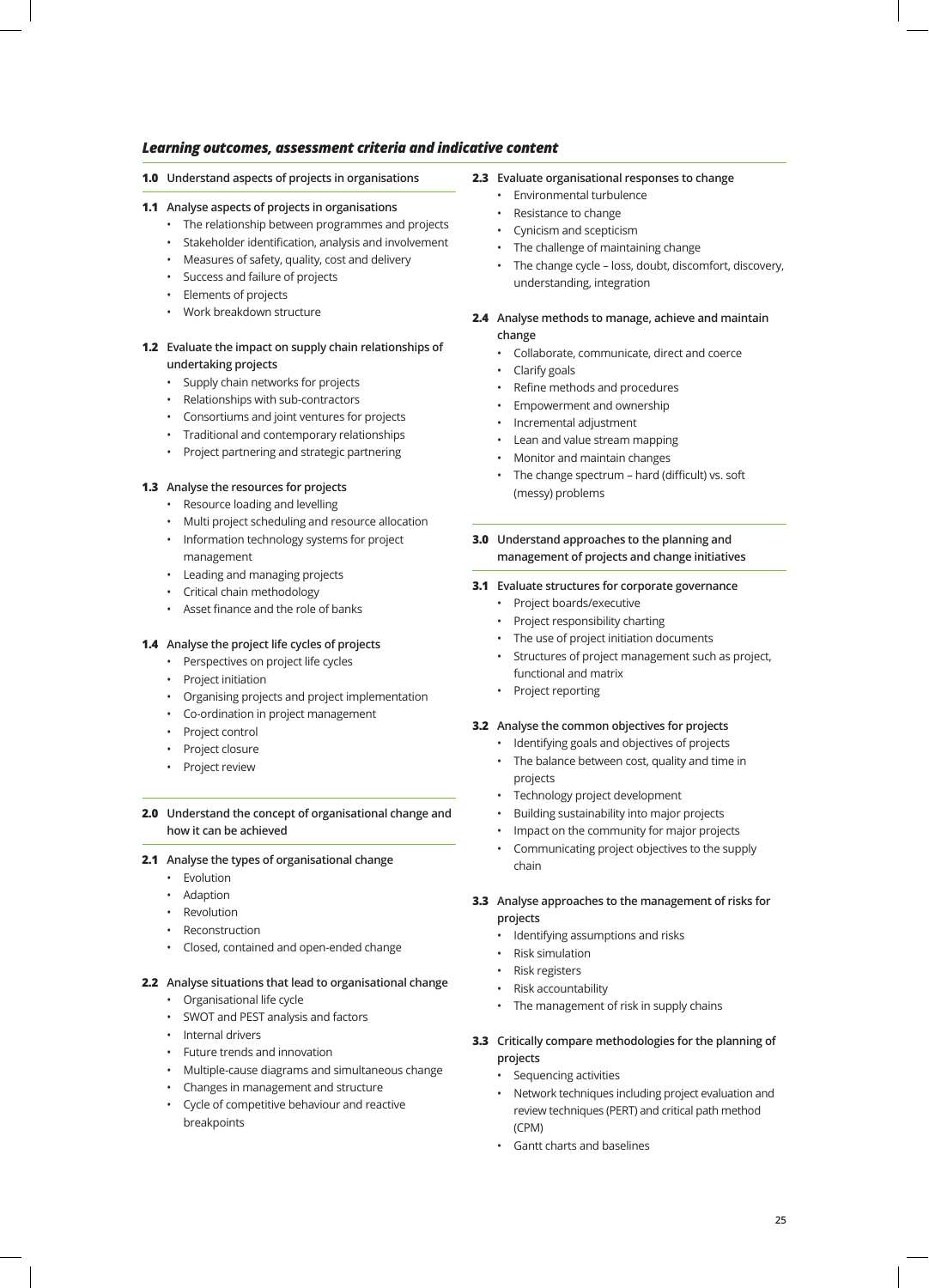### *Learning outcomes, assessment criteria and indicative content*

**1.0 Understand aspects of projects in organisations**

**1.1 Analyse aspects of projects in organisations**

- The relationship between programmes and projects
- Stakeholder identification, analysis and involvement
- Measures of safety, quality, cost and delivery
- Success and failure of projects
- Elements of projects
- Work breakdown structure

**1.2 Evaluate the impact on supply chain relationships of undertaking projects**

- Supply chain networks for projects
- Relationships with sub-contractors
- Consortiums and joint ventures for projects
- Traditional and contemporary relationships
- Project partnering and strategic partnering

**1.3 Analyse the resources for projects**

- Resource loading and levelling
- Multi project scheduling and resource allocation
- Information technology systems for project management
- Leading and managing projects
- Critical chain methodology
- Asset finance and the role of banks

**1.4 Analyse the project life cycles of projects**

- Perspectives on project life cycles
- Project initiation
- Organising projects and project implementation
- Co-ordination in project management
- Project control
- Project closure
- Project review

**2.0 Understand the concept of organisational change and how it can be achieved**

**2.1 Analyse the types of organisational change**

- Evolution
- Adaption
- Revolution
- Reconstruction
- Closed, contained and open-ended change

**2.2 Analyse situations that lead to organisational change**

- Organisational life cycle
- SWOT and PEST analysis and factors
- Internal drivers
- Future trends and innovation
- Multiple-cause diagrams and simultaneous change
- Changes in management and structure
- Cycle of competitive behaviour and reactive breakpoints

**2.3 Evaluate organisational responses to change**

- Environmental turbulence
- Resistance to change
- Cynicism and scepticism
- The challenge of maintaining change
- The change cycle – loss, doubt, discomfort, discovery, understanding, integration

**2.4 Analyse methods to manage, achieve and maintain change**

- Collaborate, communicate, direct and coerce
- Clarify goals
- Refine methods and procedures
- Empowerment and ownership
- Incremental adjustment
- Lean and value stream mapping
- Monitor and maintain changes
- The change spectrum – hard (difficult) vs. soft (messy) problems

**3.0 Understand approaches to the planning and management of projects and change initiatives**

**3.1 Evaluate structures for corporate governance**

- Project boards/executive
- Project responsibility charting
- The use of project initiation documents
- Structures of project management such as project, functional and matrix
- Project reporting

**3.2 Analyse the common objectives for projects**

- Identifying goals and objectives of projects
- The balance between cost, quality and time in projects
- Technology project development
- Building sustainability into major projects
- Impact on the community for major projects
- Communicating project objectives to the supply chain

**3.3 Analyse approaches to the management of risks for projects**

- Identifying assumptions and risks
- Risk simulation
- Risk registers
- Risk accountability
- The management of risk in supply chains

**3.3 Critically compare methodologies for the planning of projects**

- Sequencing activities
- Network techniques including project evaluation and review techniques (PERT) and critical path method (CPM)
- Gantt charts and baselines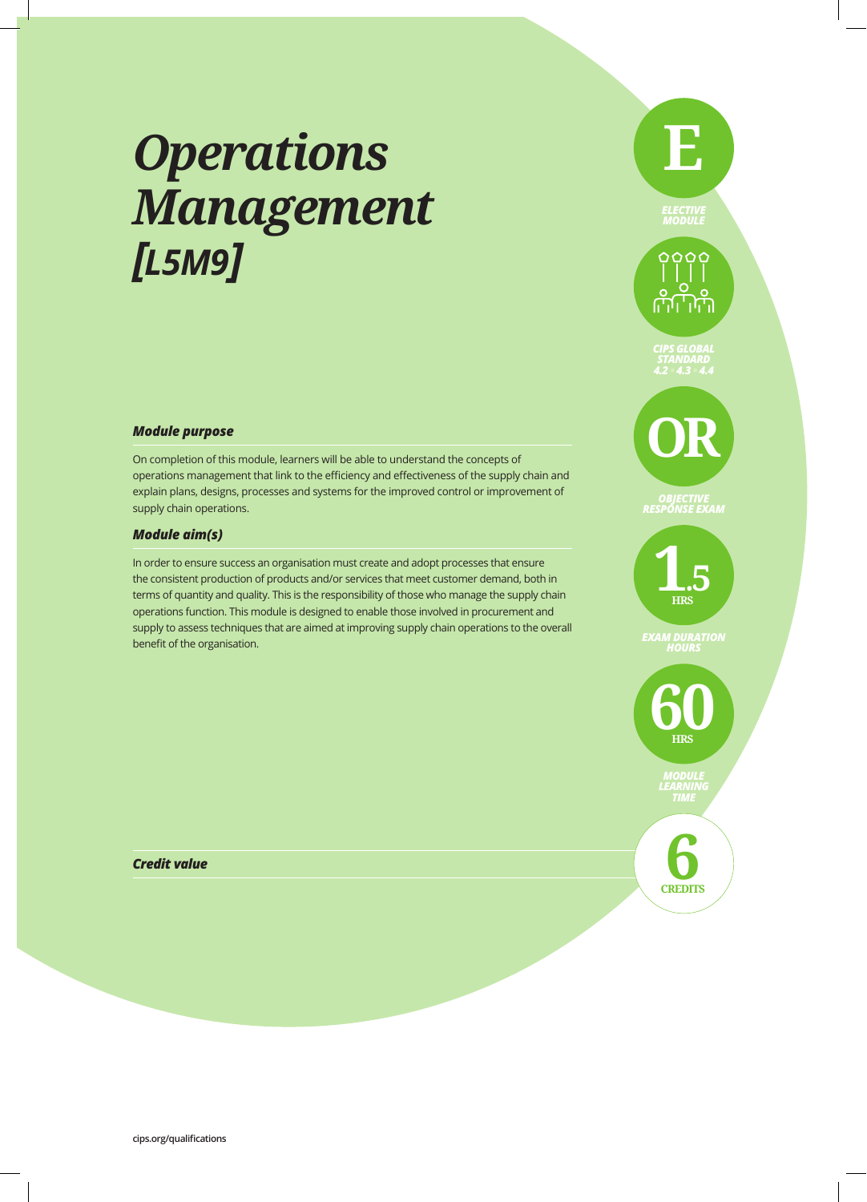# *Operations Management [L5M9]*

E

*ELECTIVE MODULE*

*CIPS GLOBAL STANDARD 4.2 • 4.3 • 4.4*

OR

*OBJECTIVE RESPONSE EXAM*

1.5 HRS

*EXAM DURATION HOURS*

60 HRS

*MODULE LEARNING TIME*

### *Module purpose*

On completion of this module, learners will be able to understand the concepts of operations management that link to the efficiency and effectiveness of the supply chain and explain plans, designs, processes and systems for the improved control or improvement of supply chain operations.

### *Module aim(s)*

In order to ensure success an organisation must create and adopt processes that ensure the consistent production of products and/or services that meet customer demand, both in terms of quantity and quality. This is the responsibility of those who manage the supply chain operations function. This module is designed to enable those involved in procurement and supply to assess techniques that are aimed at improving supply chain operations to the overall benefit of the organisation.

### *Credit value*

6 CREDITS

cips.org/qualifications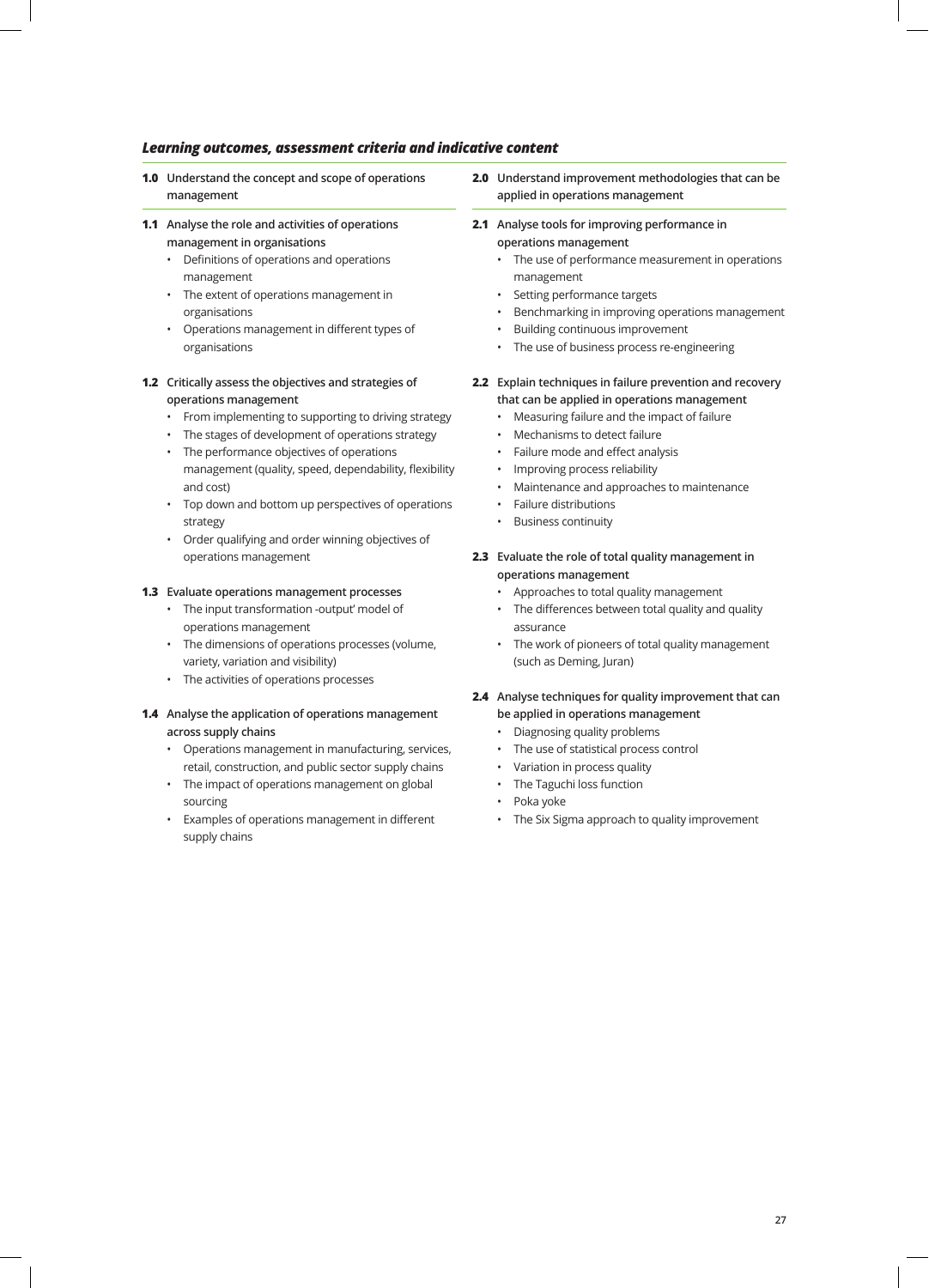### *Learning outcomes, assessment criteria and indicative content*

**1.0 Understand the concept and scope of operations management**

**1.1 Analyse the role and activities of operations management in organisations**

- Definitions of operations and operations management
- The extent of operations management in organisations
- Operations management in different types of organisations

**1.2 Critically assess the objectives and strategies of operations management**

- From implementing to supporting to driving strategy
- The stages of development of operations strategy
- The performance objectives of operations management (quality, speed, dependability, flexibility and cost)
- Top down and bottom up perspectives of operations strategy
- Order qualifying and order winning objectives of operations management

**1.3 Evaluate operations management processes**

- The input transformation -output' model of operations management
- The dimensions of operations processes (volume, variety, variation and visibility)
- The activities of operations processes

**1.4 Analyse the application of operations management across supply chains**

- Operations management in manufacturing, services, retail, construction, and public sector supply chains
- The impact of operations management on global sourcing
- Examples of operations management in different supply chains

**2.0 Understand improvement methodologies that can be applied in operations management**

**2.1 Analyse tools for improving performance in operations management**

- The use of performance measurement in operations management
- Setting performance targets
- Benchmarking in improving operations management
- Building continuous improvement
- The use of business process re-engineering

**2.2 Explain techniques in failure prevention and recovery that can be applied in operations management**

- Measuring failure and the impact of failure
- Mechanisms to detect failure
- Failure mode and effect analysis
- Improving process reliability
- Maintenance and approaches to maintenance
- Failure distributions
- Business continuity

**2.3 Evaluate the role of total quality management in operations management**

- Approaches to total quality management
- The differences between total quality and quality assurance
- The work of pioneers of total quality management (such as Deming, Juran)

**2.4 Analyse techniques for quality improvement that can be applied in operations management**

- Diagnosing quality problems
- The use of statistical process control
- Variation in process quality
- The Taguchi loss function
- Poka yoke
- The Six Sigma approach to quality improvement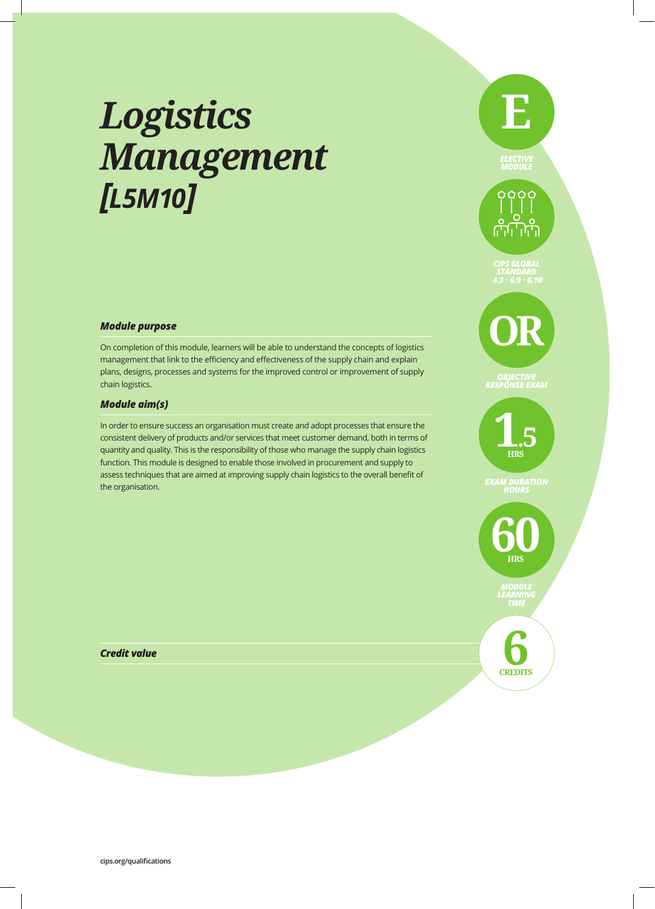# *Logistics Management [L5M10]*

E

*ELECTIVE MODULE*

*CIPS GLOBAL STANDARD 4.3 • 6.9 • 6.10*

OR

*OBJECTIVE RESPONSE EXAM*

1.5 HRS

*EXAM DURATION HOURS*

60 HRS

*MODULE LEARNING TIME*

### *Module purpose*

On completion of this module, learners will be able to understand the concepts of logistics management that link to the efficiency and effectiveness of the supply chain and explain plans, designs, processes and systems for the improved control or improvement of supply chain logistics.

### *Module aim(s)*

In order to ensure success an organisation must create and adopt processes that ensure the consistent delivery of products and/or services that meet customer demand, both in terms of quantity and quality. This is the responsibility of those who manage the supply chain logistics function. This module is designed to enable those involved in procurement and supply to assess techniques that are aimed at improving supply chain logistics to the overall benefit of the organisation.

### *Credit value*

6 CREDITS

cips.org/qualifications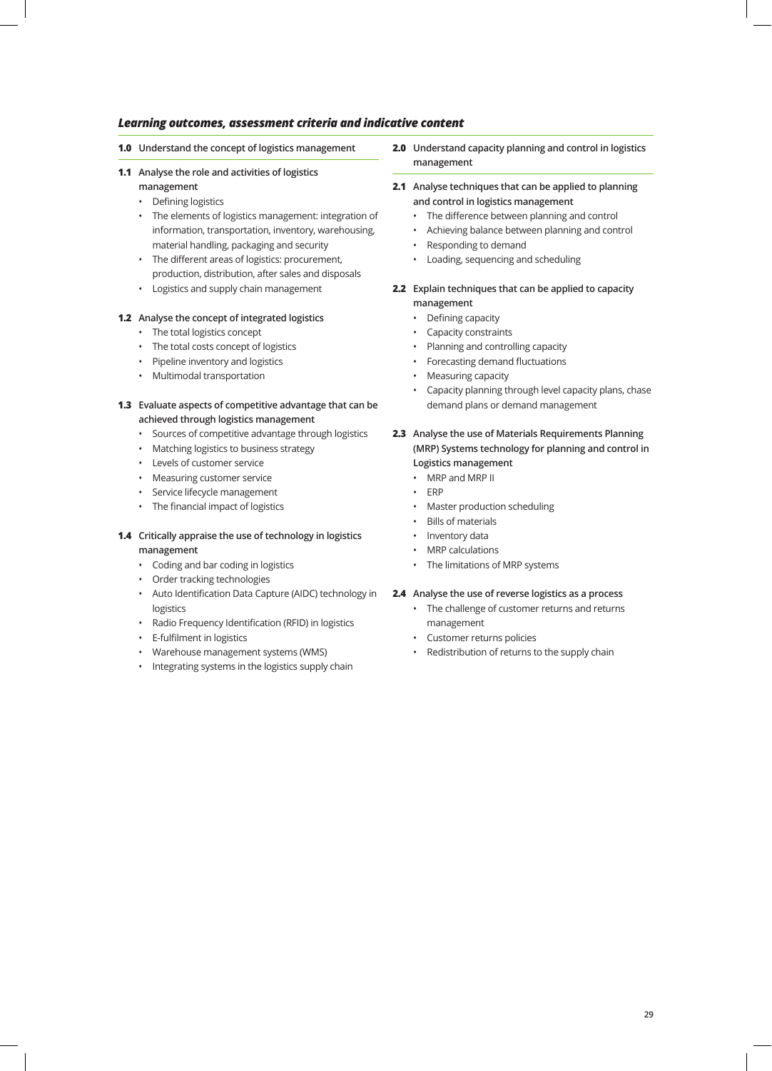### *Learning outcomes, assessment criteria and indicative content*

**1.0 Understand the concept of logistics management**

**1.1 Analyse the role and activities of logistics management**

- Defining logistics
- The elements of logistics management: integration of information, transportation, inventory, warehousing, material handling, packaging and security
- The different areas of logistics: procurement, production, distribution, after sales and disposals
- Logistics and supply chain management

**1.2 Analyse the concept of integrated logistics**

- The total logistics concept
- The total costs concept of logistics
- Pipeline inventory and logistics
- Multimodal transportation

**1.3 Evaluate aspects of competitive advantage that can be achieved through logistics management**

- Sources of competitive advantage through logistics
- Matching logistics to business strategy
- Levels of customer service
- Measuring customer service
- Service lifecycle management
- The financial impact of logistics

**1.4 Critically appraise the use of technology in logistics management**

- Coding and bar coding in logistics
- Order tracking technologies
- Auto Identification Data Capture (AIDC) technology in logistics
- Radio Frequency Identification (RFID) in logistics
- E-fulfilment in logistics
- Warehouse management systems (WMS)
- Integrating systems in the logistics supply chain

**2.0 Understand capacity planning and control in logistics management**

**2.1 Analyse techniques that can be applied to planning and control in logistics management**

- The difference between planning and control
- Achieving balance between planning and control
- Responding to demand
- Loading, sequencing and scheduling

**2.2 Explain techniques that can be applied to capacity management**

- Defining capacity
- Capacity constraints
- Planning and controlling capacity
- Forecasting demand fluctuations
- Measuring capacity
- Capacity planning through level capacity plans, chase demand plans or demand management

**2.3 Analyse the use of Materials Requirements Planning (MRP) Systems technology for planning and control in Logistics management**

- MRP and MRP II
- ERP
- Master production scheduling
- Bills of materials
- Inventory data
- MRP calculations
- The limitations of MRP systems

**2.4 Analyse the use of reverse logistics as a process**

- The challenge of customer returns and returns management
- Customer returns policies
- Redistribution of returns to the supply chain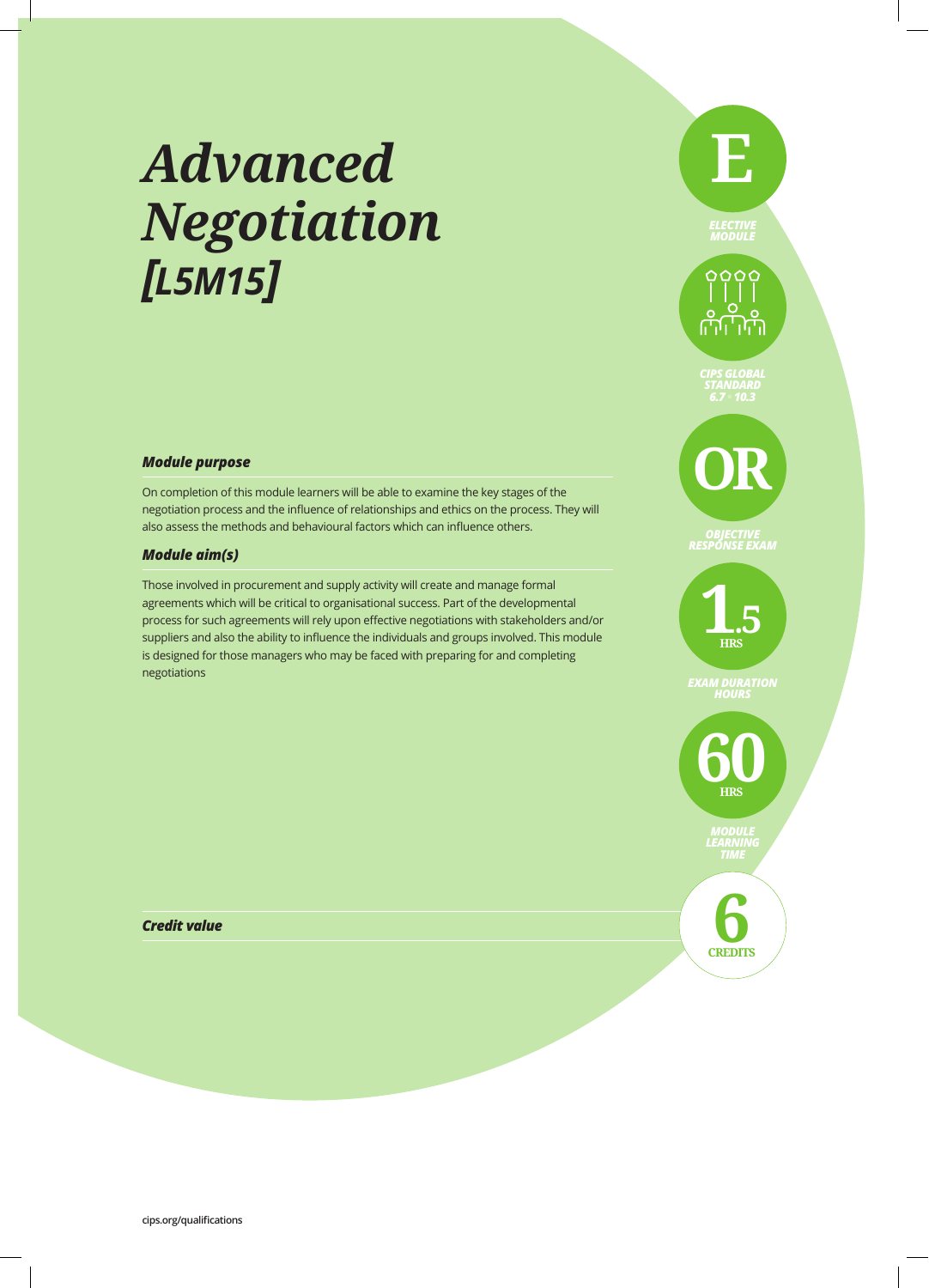# *Advanced Negotiation [L5M15]*

**E**

*ELECTIVE MODULE*

*CIPS GLOBAL STANDARD 6.7 • 10.3*

**OR**

*OBJECTIVE RESPONSE EXAM*

**1.5** HRS

*EXAM DURATION HOURS*

**60** HRS

*MODULE LEARNING TIME*

### *Module purpose*

On completion of this module learners will be able to examine the key stages of the negotiation process and the influence of relationships and ethics on the process. They will also assess the methods and behavioural factors which can influence others.

### *Module aim(s)*

Those involved in procurement and supply activity will create and manage formal agreements which will be critical to organisational success. Part of the developmental process for such agreements will rely upon effective negotiations with stakeholders and/or suppliers and also the ability to influence the individuals and groups involved. This module is designed for those managers who may be faced with preparing for and completing negotiations

### *Credit value*

**6** CREDITS

cips.org/qualifications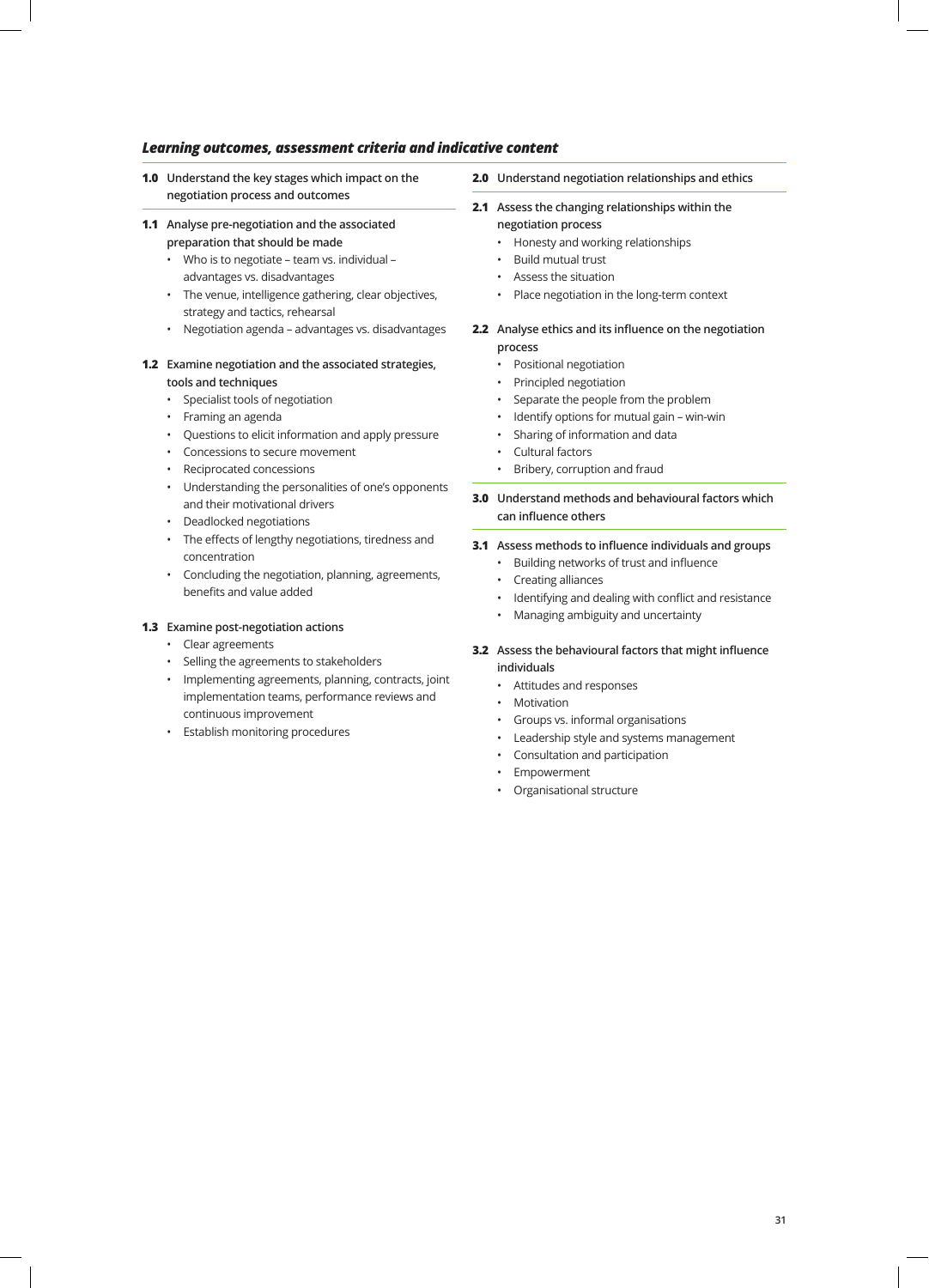### *Learning outcomes, assessment criteria and indicative content*

**1.0 Understand the key stages which impact on the negotiation process and outcomes**

**1.1 Analyse pre-negotiation and the associated preparation that should be made**

- Who is to negotiate – team vs. individual – advantages vs. disadvantages
- The venue, intelligence gathering, clear objectives, strategy and tactics, rehearsal
- Negotiation agenda – advantages vs. disadvantages

**1.2 Examine negotiation and the associated strategies, tools and techniques**

- Specialist tools of negotiation
- Framing an agenda
- Questions to elicit information and apply pressure
- Concessions to secure movement
- Reciprocated concessions
- Understanding the personalities of one's opponents and their motivational drivers
- Deadlocked negotiations
- The effects of lengthy negotiations, tiredness and concentration
- Concluding the negotiation, planning, agreements, benefits and value added

**1.3 Examine post-negotiation actions**

- Clear agreements
- Selling the agreements to stakeholders
- Implementing agreements, planning, contracts, joint implementation teams, performance reviews and continuous improvement
- Establish monitoring procedures

**2.0 Understand negotiation relationships and ethics**

**2.1 Assess the changing relationships within the negotiation process**

- Honesty and working relationships
- Build mutual trust
- Assess the situation
- Place negotiation in the long-term context

**2.2 Analyse ethics and its influence on the negotiation process**

- Positional negotiation
- Principled negotiation
- Separate the people from the problem
- Identify options for mutual gain – win-win
- Sharing of information and data
- Cultural factors
- Bribery, corruption and fraud

**3.0 Understand methods and behavioural factors which can influence others**

**3.1 Assess methods to influence individuals and groups**

- Building networks of trust and influence
- Creating alliances
- Identifying and dealing with conflict and resistance
- Managing ambiguity and uncertainty

**3.2 Assess the behavioural factors that might influence individuals**

- Attitudes and responses
- Motivation
- Groups vs. informal organisations
- Leadership style and systems management
- Consultation and participation
- Empowerment
- Organisational structure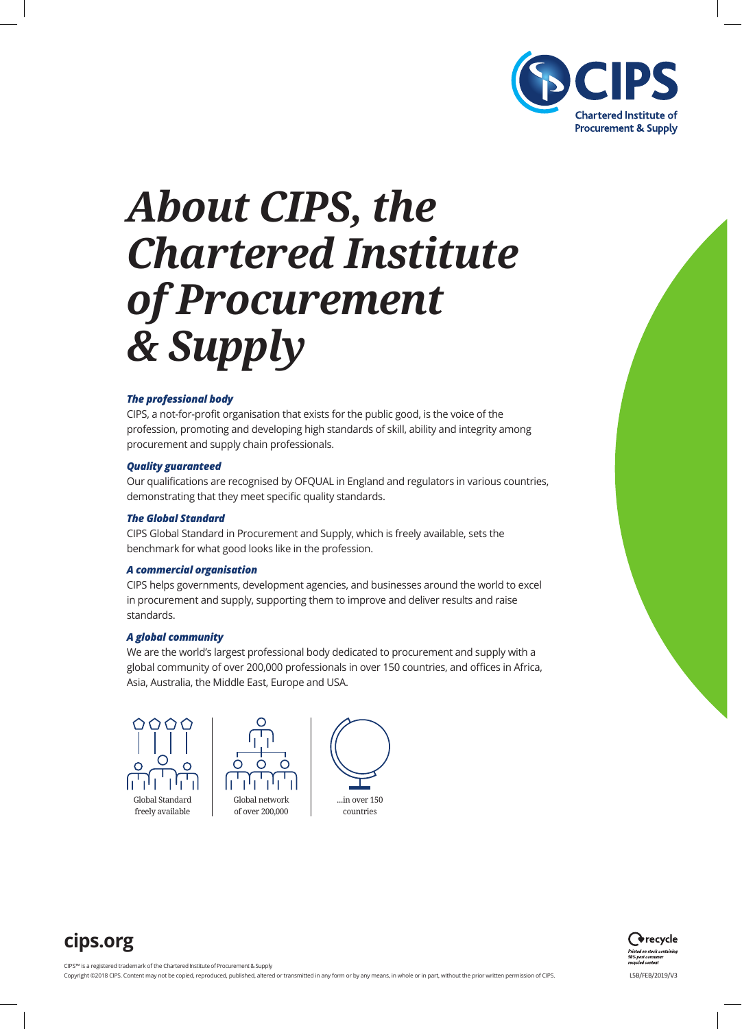CIPS
Chartered Institute of Procurement & Supply

# About CIPS, the Chartered Institute of Procurement & Supply

***The professional body***

CIPS, a not-for-profit organisation that exists for the public good, is the voice of the profession, promoting and developing high standards of skill, ability and integrity among procurement and supply chain professionals.

***Quality guaranteed***

Our qualifications are recognised by OFQUAL in England and regulators in various countries, demonstrating that they meet specific quality standards.

***The Global Standard***

CIPS Global Standard in Procurement and Supply, which is freely available, sets the benchmark for what good looks like in the profession.

***A commercial organisation***

CIPS helps governments, development agencies, and businesses around the world to excel in procurement and supply, supporting them to improve and deliver results and raise standards.

***A global community***

We are the world's largest professional body dedicated to procurement and supply with a global community of over 200,000 professionals in over 150 countries, and offices in Africa, Asia, Australia, the Middle East, Europe and USA.

Global Standard freely available

Global network of over 200,000

...in over 150 countries

**cips.org**

CIPS™ is a registered trademark of the Chartered Institute of Procurement & Supply

Copyright ©2018 CIPS. Content may not be copied, reproduced, published, altered or transmitted in any form or by any means, in whole or in part, without the prior written permission of CIPS.

recycle
Printed on stock containing 50% post consumer recycled content

LSB/FEB/2019/V3